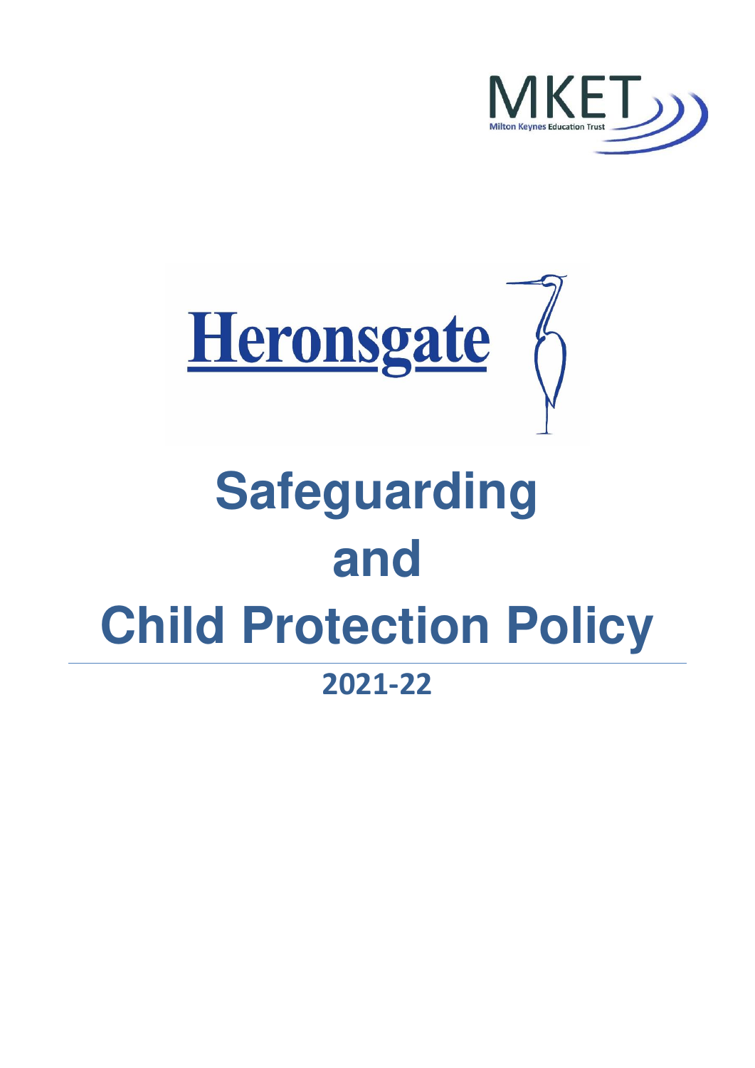MKET

Milton Keynes Education Trust

Heronsgate

# Safeguarding and Child Protection Policy

## 2021-22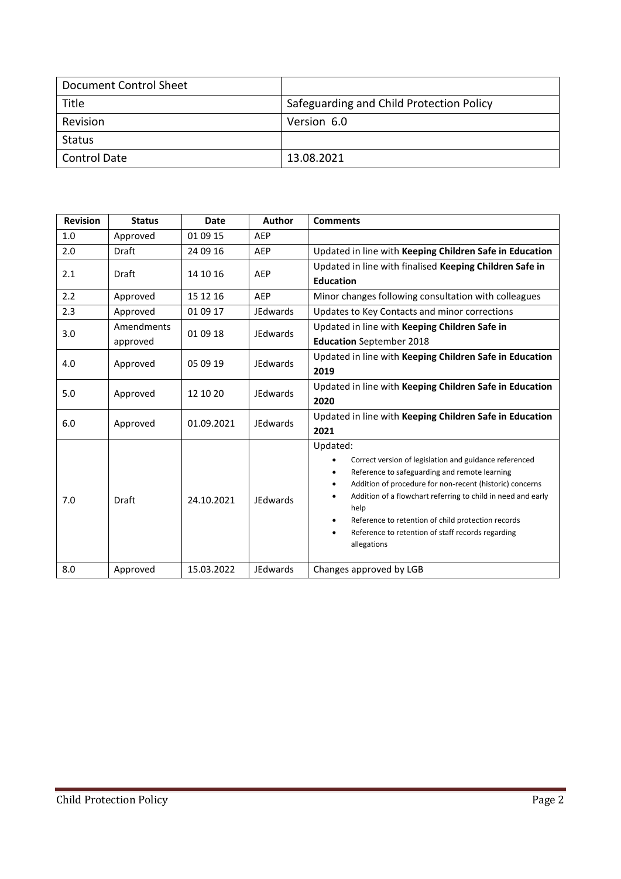| Document Control Sheet | |
|---|---|
| Title | Safeguarding and Child Protection Policy |
| Revision | Version 6.0 |
| Status | |
| Control Date | 13.08.2021 |

| Revision | Status | Date | Author | Comments |
|---|---|---|---|---|
| 1.0 | Approved | 01 09 15 | AEP | |
| 2.0 | Draft | 24 09 16 | AEP | Updated in line with **Keeping Children Safe in Education** |
| 2.1 | Draft | 14 10 16 | AEP | Updated in line with finalised **Keeping Children Safe in Education** |
| 2.2 | Approved | 15 12 16 | AEP | Minor changes following consultation with colleagues |
| 2.3 | Approved | 01 09 17 | JEdwards | Updates to Key Contacts and minor corrections |
| 3.0 | Amendments approved | 01 09 18 | JEdwards | Updated in line with **Keeping Children Safe in Education** September 2018 |
| 4.0 | Approved | 05 09 19 | JEdwards | Updated in line with **Keeping Children Safe in Education 2019** |
| 5.0 | Approved | 12 10 20 | JEdwards | Updated in line with **Keeping Children Safe in Education 2020** |
| 6.0 | Approved | 01.09.2021 | JEdwards | Updated in line with **Keeping Children Safe in Education 2021** |
| 7.0 | Draft | 24.10.2021 | JEdwards | Updated:<br>• Correct version of legislation and guidance referenced<br>• Reference to safeguarding and remote learning<br>• Addition of procedure for non-recent (historic) concerns<br>• Addition of a flowchart referring to child in need and early help<br>• Reference to retention of child protection records<br>• Reference to retention of staff records regarding allegations |
| 8.0 | Approved | 15.03.2022 | JEdwards | Changes approved by LGB |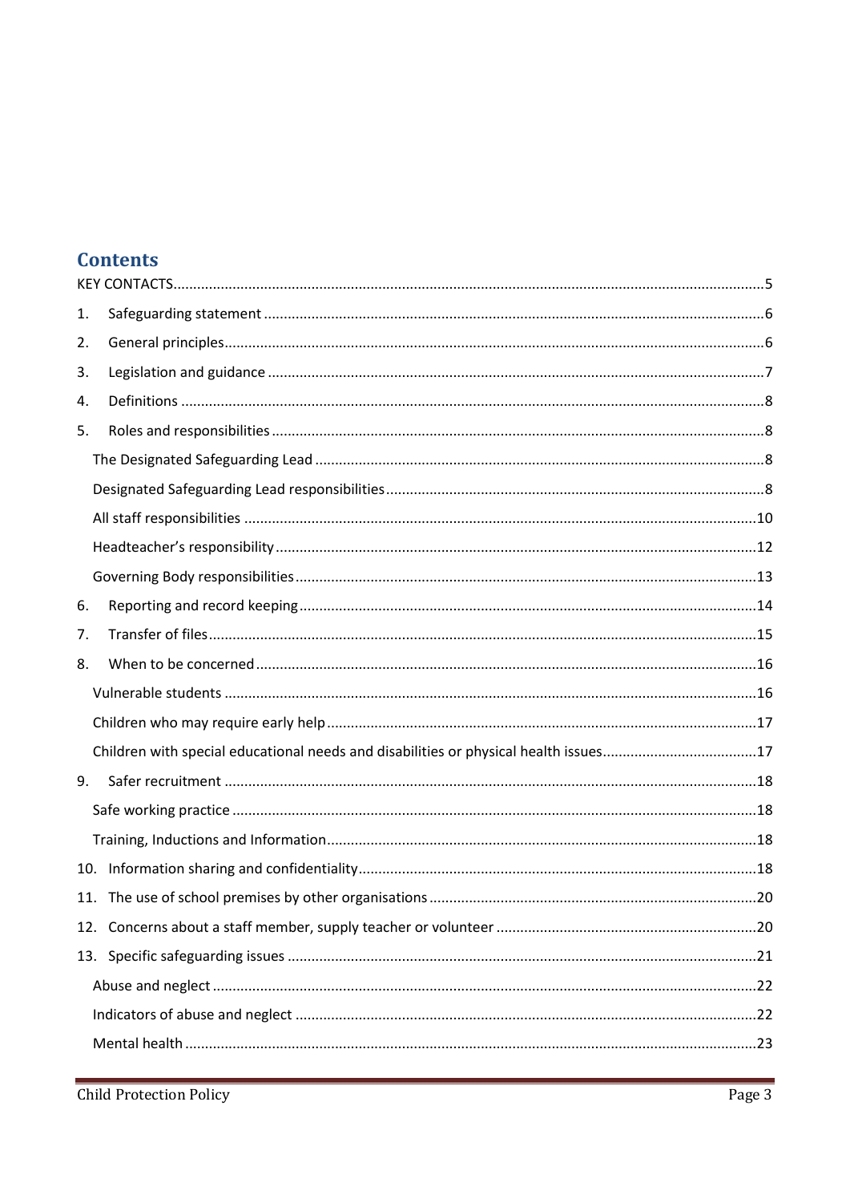## Contents

KEY CONTACTS....5

1. Safeguarding statement....6
2. General principles....6
3. Legislation and guidance....7
4. Definitions....8
5. Roles and responsibilities....8
   - The Designated Safeguarding Lead....8
   - Designated Safeguarding Lead responsibilities....8
   - All staff responsibilities....10
   - Headteacher's responsibility....12
   - Governing Body responsibilities....13
6. Reporting and record keeping....14
7. Transfer of files....15
8. When to be concerned....16
   - Vulnerable students....16
   - Children who may require early help....17
   - Children with special educational needs and disabilities or physical health issues....17
9. Safer recruitment....18
   - Safe working practice....18
   - Training, Inductions and Information....18
10. Information sharing and confidentiality....18
11. The use of school premises by other organisations....20
12. Concerns about a staff member, supply teacher or volunteer....20
13. Specific safeguarding issues....21
    - Abuse and neglect....22
    - Indicators of abuse and neglect....22
    - Mental health....23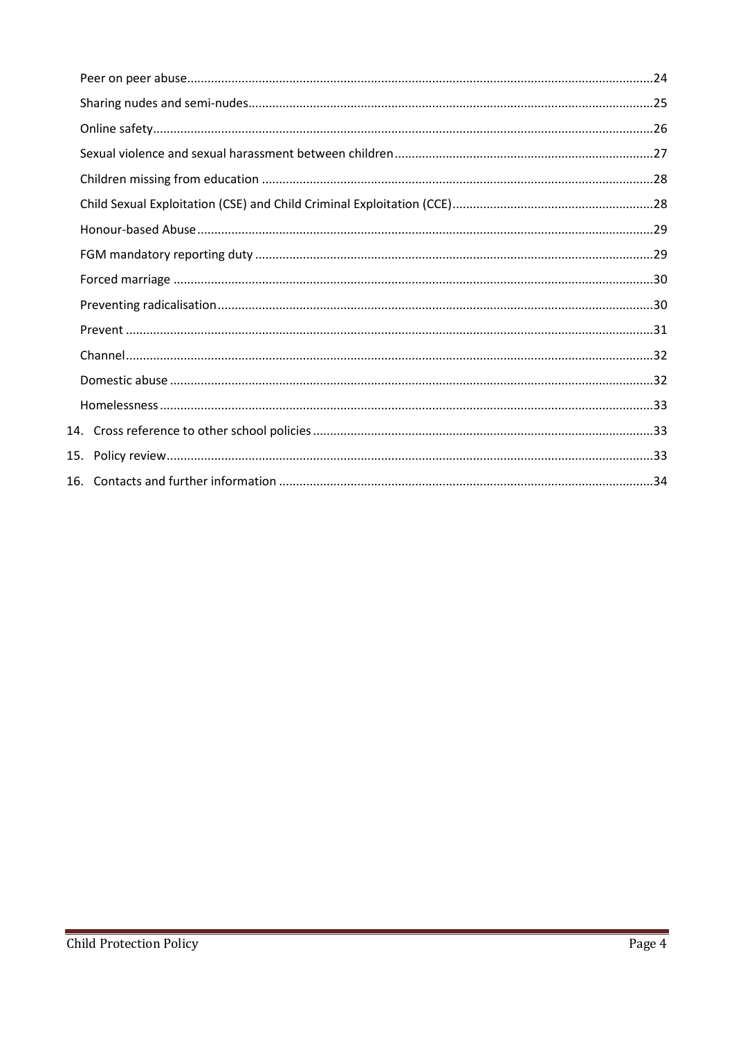- Peer on peer abuse ........................................................................................ 24
- Sharing nudes and semi-nudes ........................................................................................ 25
- Online safety ........................................................................................ 26
- Sexual violence and sexual harassment between children ........................................................................................ 27
- Children missing from education ........................................................................................ 28
- Child Sexual Exploitation (CSE) and Child Criminal Exploitation (CCE) ........................................................................................ 28
- Honour-based Abuse ........................................................................................ 29
- FGM mandatory reporting duty ........................................................................................ 29
- Forced marriage ........................................................................................ 30
- Preventing radicalisation ........................................................................................ 30
- Prevent ........................................................................................ 31
- Channel ........................................................................................ 32
- Domestic abuse ........................................................................................ 32
- Homelessness ........................................................................................ 33

14. Cross reference to other school policies ........................................................................................ 33
15. Policy review ........................................................................................ 33
16. Contacts and further information ........................................................................................ 34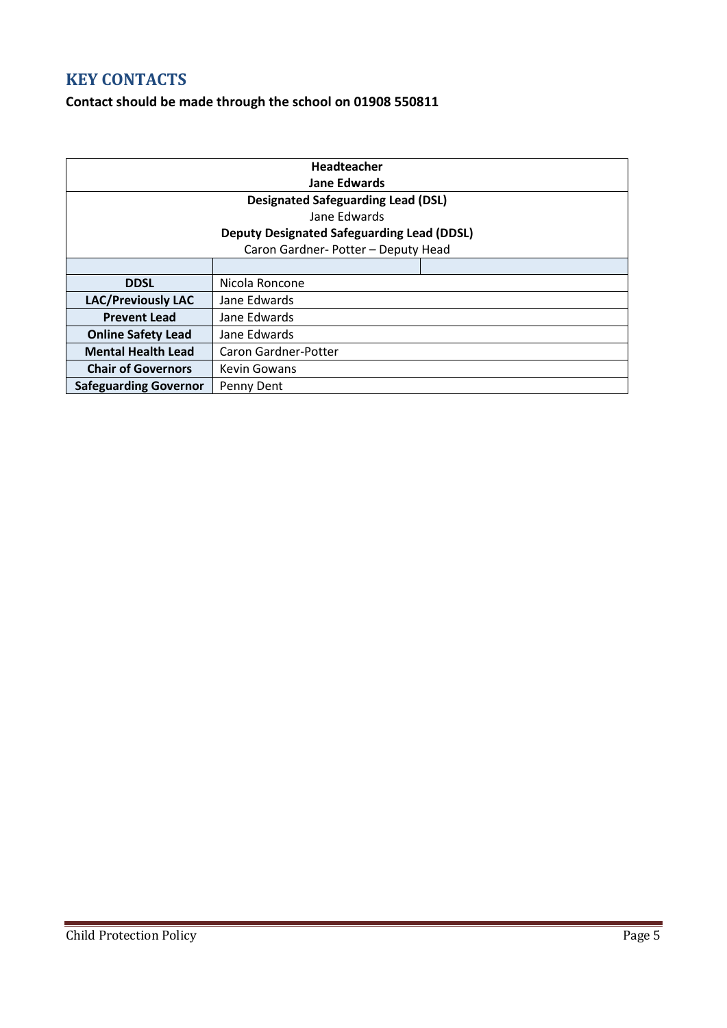## KEY CONTACTS

**Contact should be made through the school on 01908 550811**

| **Headteacher**<br>**Jane Edwards** | | |
|---|---|---|
| **Designated Safeguarding Lead (DSL)**<br>Jane Edwards<br>**Deputy Designated Safeguarding Lead (DDSL)**<br>Caron Gardner- Potter – Deputy Head | | |
| | | |
| **DDSL** | Nicola Roncone | |
| **LAC/Previously LAC** | Jane Edwards | |
| **Prevent Lead** | Jane Edwards | |
| **Online Safety Lead** | Jane Edwards | |
| **Mental Health Lead** | Caron Gardner-Potter | |
| **Chair of Governors** | Kevin Gowans | |
| **Safeguarding Governor** | Penny Dent | |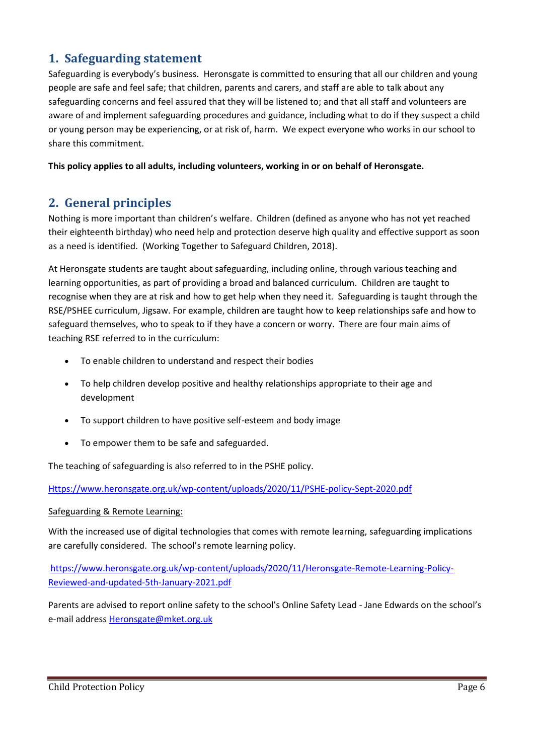## 1. Safeguarding statement

Safeguarding is everybody's business. Heronsgate is committed to ensuring that all our children and young people are safe and feel safe; that children, parents and carers, and staff are able to talk about any safeguarding concerns and feel assured that they will be listened to; and that all staff and volunteers are aware of and implement safeguarding procedures and guidance, including what to do if they suspect a child or young person may be experiencing, or at risk of, harm. We expect everyone who works in our school to share this commitment.

**This policy applies to all adults, including volunteers, working in or on behalf of Heronsgate.**

## 2. General principles

Nothing is more important than children's welfare. Children (defined as anyone who has not yet reached their eighteenth birthday) who need help and protection deserve high quality and effective support as soon as a need is identified. (Working Together to Safeguard Children, 2018).

At Heronsgate students are taught about safeguarding, including online, through various teaching and learning opportunities, as part of providing a broad and balanced curriculum. Children are taught to recognise when they are at risk and how to get help when they need it. Safeguarding is taught through the RSE/PSHEE curriculum, Jigsaw. For example, children are taught how to keep relationships safe and how to safeguard themselves, who to speak to if they have a concern or worry. There are four main aims of teaching RSE referred to in the curriculum:

- To enable children to understand and respect their bodies
- To help children develop positive and healthy relationships appropriate to their age and development
- To support children to have positive self-esteem and body image
- To empower them to be safe and safeguarded.

The teaching of safeguarding is also referred to in the PSHE policy.

Https://www.heronsgate.org.uk/wp-content/uploads/2020/11/PSHE-policy-Sept-2020.pdf

Safeguarding & Remote Learning:

With the increased use of digital technologies that comes with remote learning, safeguarding implications are carefully considered. The school's remote learning policy.

https://www.heronsgate.org.uk/wp-content/uploads/2020/11/Heronsgate-Remote-Learning-Policy-Reviewed-and-updated-5th-January-2021.pdf

Parents are advised to report online safety to the school's Online Safety Lead - Jane Edwards on the school's e-mail address Heronsgate@mket.org.uk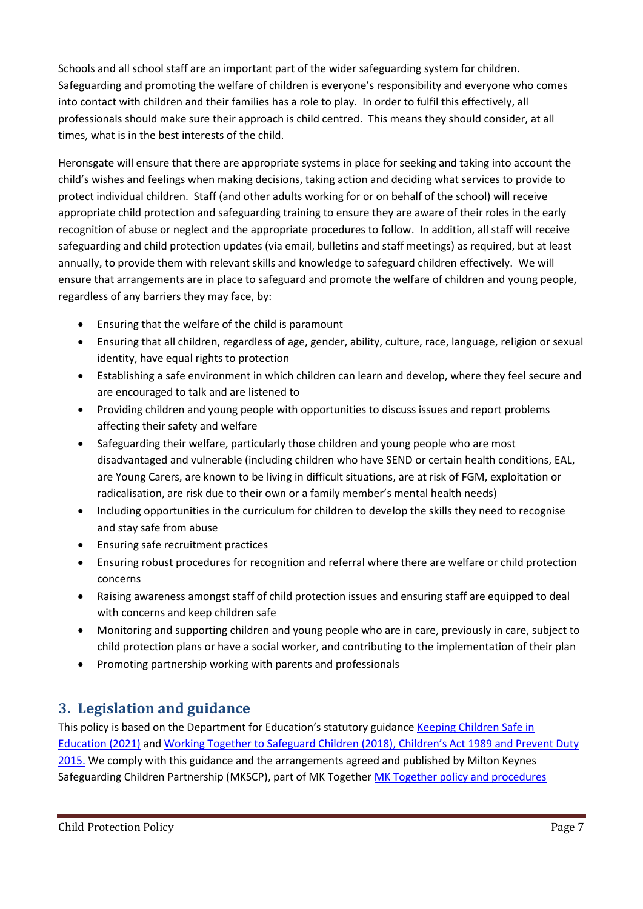Schools and all school staff are an important part of the wider safeguarding system for children. Safeguarding and promoting the welfare of children is everyone's responsibility and everyone who comes into contact with children and their families has a role to play. In order to fulfil this effectively, all professionals should make sure their approach is child centred. This means they should consider, at all times, what is in the best interests of the child.

Heronsgate will ensure that there are appropriate systems in place for seeking and taking into account the child's wishes and feelings when making decisions, taking action and deciding what services to provide to protect individual children. Staff (and other adults working for or on behalf of the school) will receive appropriate child protection and safeguarding training to ensure they are aware of their roles in the early recognition of abuse or neglect and the appropriate procedures to follow. In addition, all staff will receive safeguarding and child protection updates (via email, bulletins and staff meetings) as required, but at least annually, to provide them with relevant skills and knowledge to safeguard children effectively. We will ensure that arrangements are in place to safeguard and promote the welfare of children and young people, regardless of any barriers they may face, by:

- Ensuring that the welfare of the child is paramount
- Ensuring that all children, regardless of age, gender, ability, culture, race, language, religion or sexual identity, have equal rights to protection
- Establishing a safe environment in which children can learn and develop, where they feel secure and are encouraged to talk and are listened to
- Providing children and young people with opportunities to discuss issues and report problems affecting their safety and welfare
- Safeguarding their welfare, particularly those children and young people who are most disadvantaged and vulnerable (including children who have SEND or certain health conditions, EAL, are Young Carers, are known to be living in difficult situations, are at risk of FGM, exploitation or radicalisation, are risk due to their own or a family member's mental health needs)
- Including opportunities in the curriculum for children to develop the skills they need to recognise and stay safe from abuse
- Ensuring safe recruitment practices
- Ensuring robust procedures for recognition and referral where there are welfare or child protection concerns
- Raising awareness amongst staff of child protection issues and ensuring staff are equipped to deal with concerns and keep children safe
- Monitoring and supporting children and young people who are in care, previously in care, subject to child protection plans or have a social worker, and contributing to the implementation of their plan
- Promoting partnership working with parents and professionals

## 3. Legislation and guidance

This policy is based on the Department for Education's statutory guidance Keeping Children Safe in Education (2021) and Working Together to Safeguard Children (2018), Children's Act 1989 and Prevent Duty 2015. We comply with this guidance and the arrangements agreed and published by Milton Keynes Safeguarding Children Partnership (MKSCP), part of MK Together MK Together policy and procedures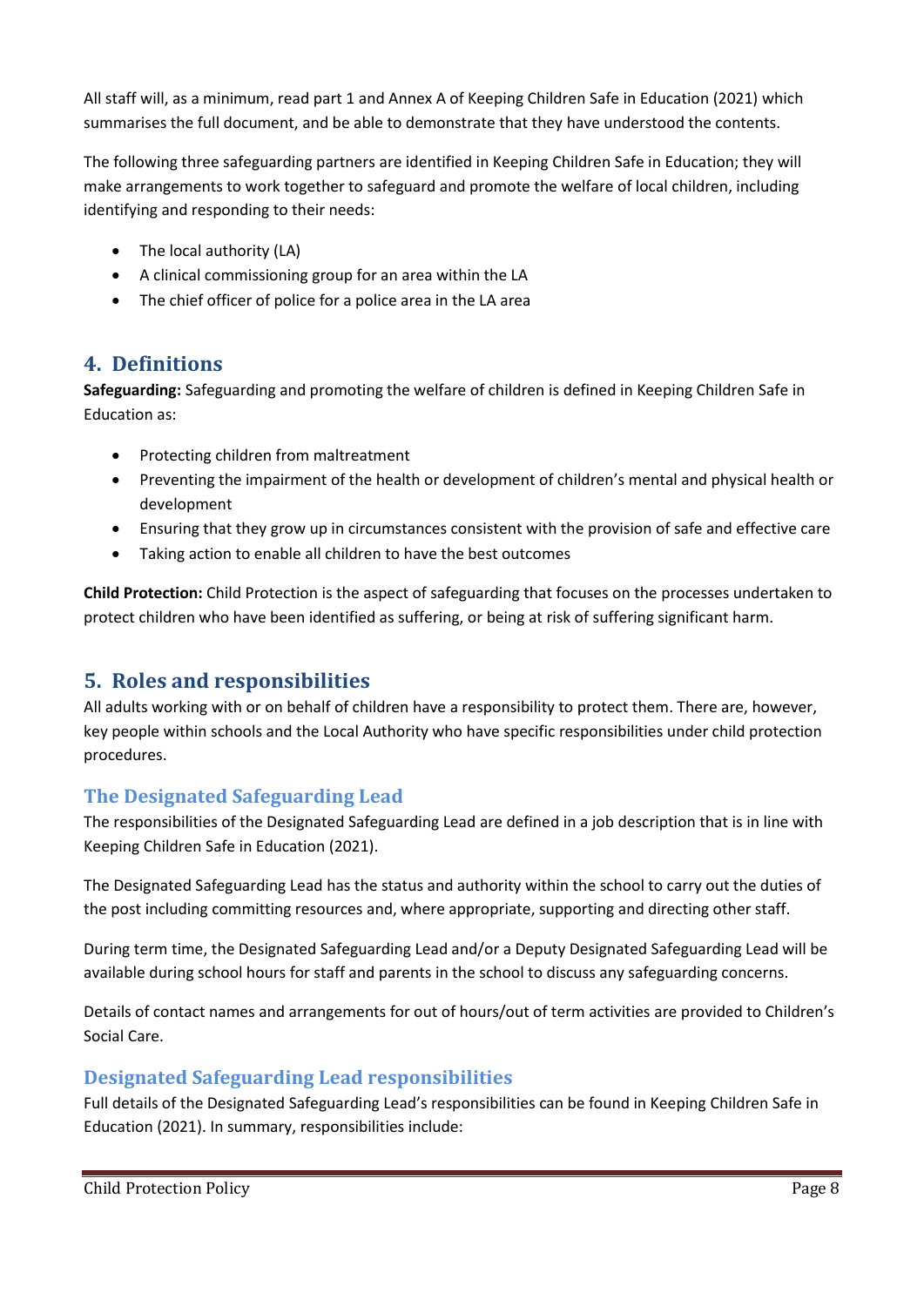All staff will, as a minimum, read part 1 and Annex A of Keeping Children Safe in Education (2021) which summarises the full document, and be able to demonstrate that they have understood the contents.

The following three safeguarding partners are identified in Keeping Children Safe in Education; they will make arrangements to work together to safeguard and promote the welfare of local children, including identifying and responding to their needs:

- The local authority (LA)
- A clinical commissioning group for an area within the LA
- The chief officer of police for a police area in the LA area

## 4. Definitions

**Safeguarding:** Safeguarding and promoting the welfare of children is defined in Keeping Children Safe in Education as:

- Protecting children from maltreatment
- Preventing the impairment of the health or development of children's mental and physical health or development
- Ensuring that they grow up in circumstances consistent with the provision of safe and effective care
- Taking action to enable all children to have the best outcomes

**Child Protection:** Child Protection is the aspect of safeguarding that focuses on the processes undertaken to protect children who have been identified as suffering, or being at risk of suffering significant harm.

## 5. Roles and responsibilities

All adults working with or on behalf of children have a responsibility to protect them. There are, however, key people within schools and the Local Authority who have specific responsibilities under child protection procedures.

### The Designated Safeguarding Lead

The responsibilities of the Designated Safeguarding Lead are defined in a job description that is in line with Keeping Children Safe in Education (2021).

The Designated Safeguarding Lead has the status and authority within the school to carry out the duties of the post including committing resources and, where appropriate, supporting and directing other staff.

During term time, the Designated Safeguarding Lead and/or a Deputy Designated Safeguarding Lead will be available during school hours for staff and parents in the school to discuss any safeguarding concerns.

Details of contact names and arrangements for out of hours/out of term activities are provided to Children's Social Care.

### Designated Safeguarding Lead responsibilities

Full details of the Designated Safeguarding Lead's responsibilities can be found in Keeping Children Safe in Education (2021). In summary, responsibilities include: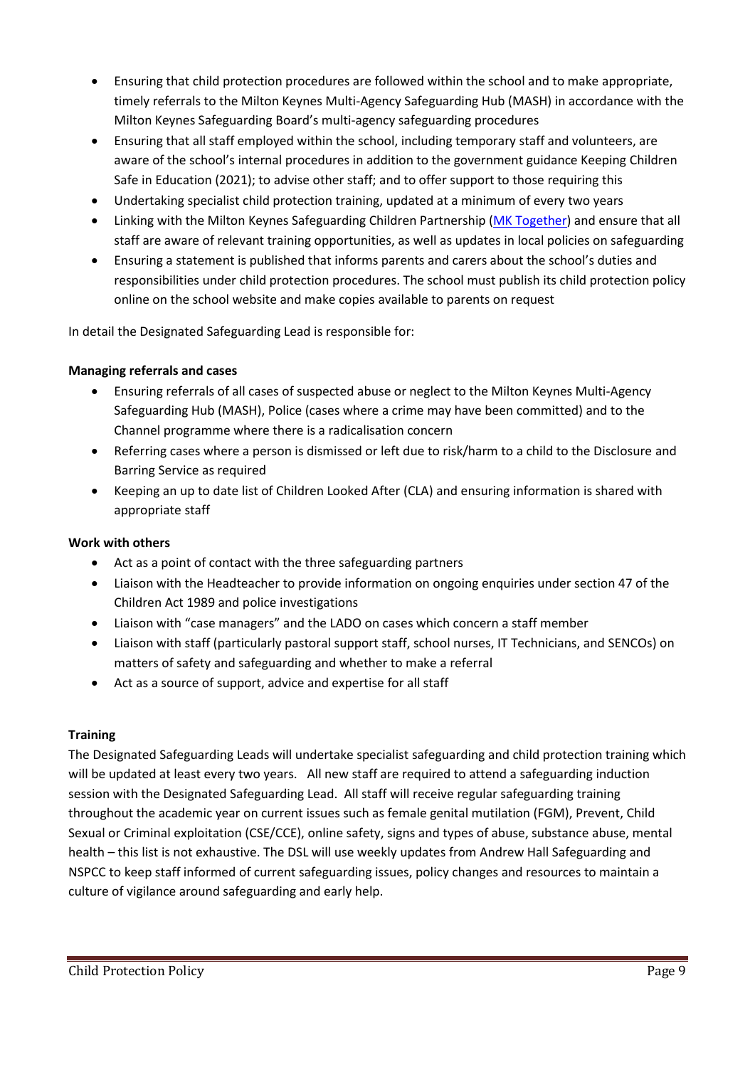- Ensuring that child protection procedures are followed within the school and to make appropriate, timely referrals to the Milton Keynes Multi-Agency Safeguarding Hub (MASH) in accordance with the Milton Keynes Safeguarding Board's multi-agency safeguarding procedures
- Ensuring that all staff employed within the school, including temporary staff and volunteers, are aware of the school's internal procedures in addition to the government guidance Keeping Children Safe in Education (2021); to advise other staff; and to offer support to those requiring this
- Undertaking specialist child protection training, updated at a minimum of every two years
- Linking with the Milton Keynes Safeguarding Children Partnership (MK Together) and ensure that all staff are aware of relevant training opportunities, as well as updates in local policies on safeguarding
- Ensuring a statement is published that informs parents and carers about the school's duties and responsibilities under child protection procedures. The school must publish its child protection policy online on the school website and make copies available to parents on request

In detail the Designated Safeguarding Lead is responsible for:

**Managing referrals and cases**

- Ensuring referrals of all cases of suspected abuse or neglect to the Milton Keynes Multi-Agency Safeguarding Hub (MASH), Police (cases where a crime may have been committed) and to the Channel programme where there is a radicalisation concern
- Referring cases where a person is dismissed or left due to risk/harm to a child to the Disclosure and Barring Service as required
- Keeping an up to date list of Children Looked After (CLA) and ensuring information is shared with appropriate staff

**Work with others**

- Act as a point of contact with the three safeguarding partners
- Liaison with the Headteacher to provide information on ongoing enquiries under section 47 of the Children Act 1989 and police investigations
- Liaison with "case managers" and the LADO on cases which concern a staff member
- Liaison with staff (particularly pastoral support staff, school nurses, IT Technicians, and SENCOs) on matters of safety and safeguarding and whether to make a referral
- Act as a source of support, advice and expertise for all staff

**Training**

The Designated Safeguarding Leads will undertake specialist safeguarding and child protection training which will be updated at least every two years. All new staff are required to attend a safeguarding induction session with the Designated Safeguarding Lead. All staff will receive regular safeguarding training throughout the academic year on current issues such as female genital mutilation (FGM), Prevent, Child Sexual or Criminal exploitation (CSE/CCE), online safety, signs and types of abuse, substance abuse, mental health – this list is not exhaustive. The DSL will use weekly updates from Andrew Hall Safeguarding and NSPCC to keep staff informed of current safeguarding issues, policy changes and resources to maintain a culture of vigilance around safeguarding and early help.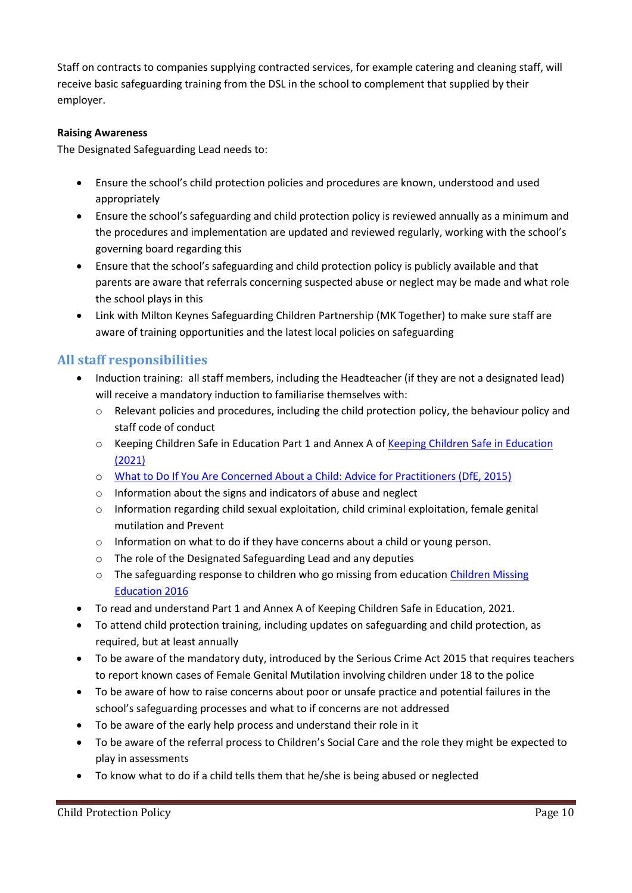Staff on contracts to companies supplying contracted services, for example catering and cleaning staff, will receive basic safeguarding training from the DSL in the school to complement that supplied by their employer.

**Raising Awareness**

The Designated Safeguarding Lead needs to:

- Ensure the school's child protection policies and procedures are known, understood and used appropriately
- Ensure the school's safeguarding and child protection policy is reviewed annually as a minimum and the procedures and implementation are updated and reviewed regularly, working with the school's governing board regarding this
- Ensure that the school's safeguarding and child protection policy is publicly available and that parents are aware that referrals concerning suspected abuse or neglect may be made and what role the school plays in this
- Link with Milton Keynes Safeguarding Children Partnership (MK Together) to make sure staff are aware of training opportunities and the latest local policies on safeguarding

## All staff responsibilities

- Induction training: all staff members, including the Headteacher (if they are not a designated lead) will receive a mandatory induction to familiarise themselves with:
    - Relevant policies and procedures, including the child protection policy, the behaviour policy and staff code of conduct
    - Keeping Children Safe in Education Part 1 and Annex A of [Keeping Children Safe in Education (2021)]()
    - [What to Do If You Are Concerned About a Child: Advice for Practitioners (DfE, 2015)]()
    - Information about the signs and indicators of abuse and neglect
    - Information regarding child sexual exploitation, child criminal exploitation, female genital mutilation and Prevent
    - Information on what to do if they have concerns about a child or young person.
    - The role of the Designated Safeguarding Lead and any deputies
    - The safeguarding response to children who go missing from education [Children Missing Education 2016]()
- To read and understand Part 1 and Annex A of Keeping Children Safe in Education, 2021.
- To attend child protection training, including updates on safeguarding and child protection, as required, but at least annually
- To be aware of the mandatory duty, introduced by the Serious Crime Act 2015 that requires teachers to report known cases of Female Genital Mutilation involving children under 18 to the police
- To be aware of how to raise concerns about poor or unsafe practice and potential failures in the school's safeguarding processes and what to if concerns are not addressed
- To be aware of the early help process and understand their role in it
- To be aware of the referral process to Children's Social Care and the role they might be expected to play in assessments
- To know what to do if a child tells them that he/she is being abused or neglected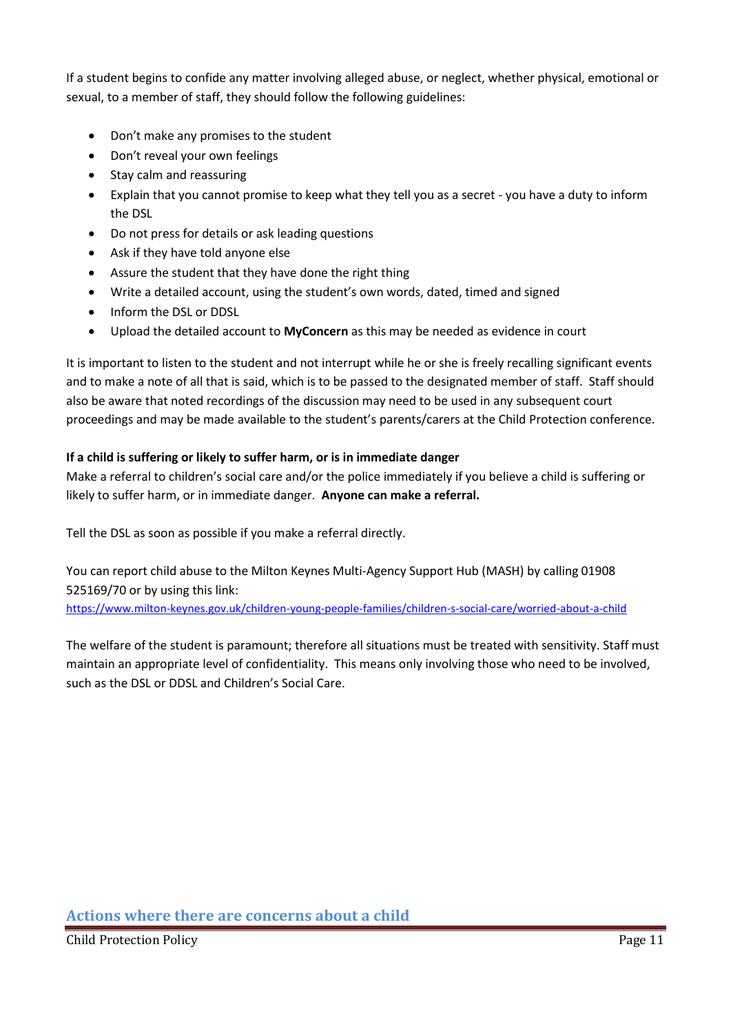If a student begins to confide any matter involving alleged abuse, or neglect, whether physical, emotional or sexual, to a member of staff, they should follow the following guidelines:

- Don't make any promises to the student
- Don't reveal your own feelings
- Stay calm and reassuring
- Explain that you cannot promise to keep what they tell you as a secret - you have a duty to inform the DSL
- Do not press for details or ask leading questions
- Ask if they have told anyone else
- Assure the student that they have done the right thing
- Write a detailed account, using the student's own words, dated, timed and signed
- Inform the DSL or DDSL
- Upload the detailed account to **MyConcern** as this may be needed as evidence in court

It is important to listen to the student and not interrupt while he or she is freely recalling significant events and to make a note of all that is said, which is to be passed to the designated member of staff. Staff should also be aware that noted recordings of the discussion may need to be used in any subsequent court proceedings and may be made available to the student's parents/carers at the Child Protection conference.

**If a child is suffering or likely to suffer harm, or is in immediate danger**

Make a referral to children's social care and/or the police immediately if you believe a child is suffering or likely to suffer harm, or in immediate danger. **Anyone can make a referral.**

Tell the DSL as soon as possible if you make a referral directly.

You can report child abuse to the Milton Keynes Multi-Agency Support Hub (MASH) by calling 01908 525169/70 or by using this link:
https://www.milton-keynes.gov.uk/children-young-people-families/children-s-social-care/worried-about-a-child

The welfare of the student is paramount; therefore all situations must be treated with sensitivity. Staff must maintain an appropriate level of confidentiality. This means only involving those who need to be involved, such as the DSL or DDSL and Children's Social Care.

## Actions where there are concerns about a child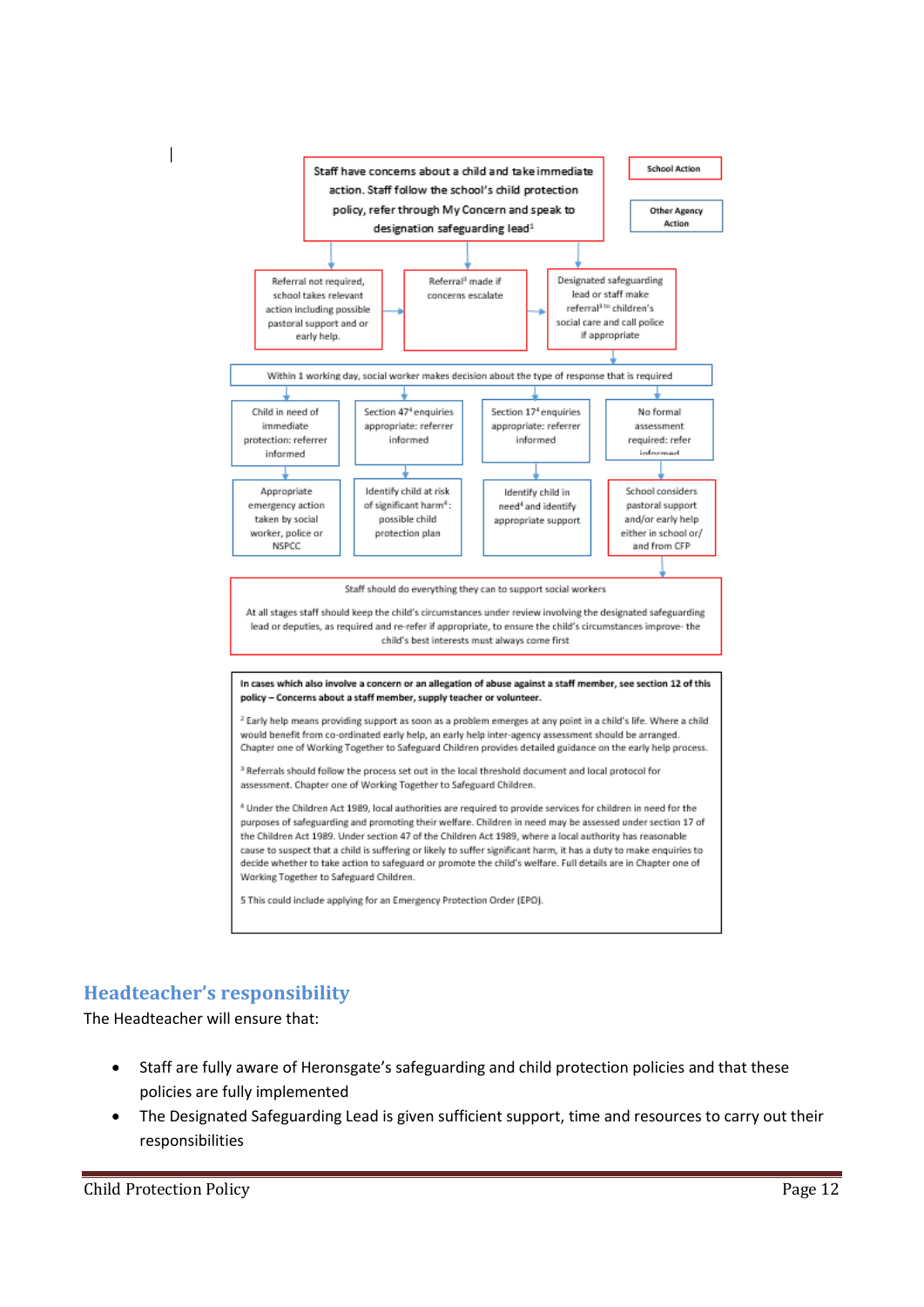Staff have concerns about a child and take immediate action. Staff follow the school's child protection policy, refer through My Concern and speak to designation safeguarding lead[1]

School Action

Other Agency Action

Referral not required, school takes relevant action including possible pastoral support and or early help.

Referral[3] made if concerns escalate

Designated safeguarding lead or staff make referral[3 to] children's social care and call police if appropriate

Within 1 working day, social worker makes decision about the type of response that is required

Child in need of immediate protection: referrer informed

Section 47[4] enquiries appropriate: referrer informed

Section 17[4] enquiries appropriate: referrer informed

No formal assessment required: refer informed

Appropriate emergency action taken by social worker, police or NSPCC

Identify child at risk of significant harm[4]: possible child protection plan

Identify child in need[4] and identify appropriate support

School considers pastoral support and/or early help either in school or/ and from CFP

Staff should do everything they can to support social workers

At all stages staff should keep the child's circumstances under review involving the designated safeguarding lead or deputies, as required and re-refer if appropriate, to ensure the child's circumstances improve- the child's best interests must always come first

**In cases which also involve a concern or an allegation of abuse against a staff member, see section 12 of this policy – Concerns about a staff member, supply teacher or volunteer.**

[2] Early help means providing support as soon as a problem emerges at any point in a child's life. Where a child would benefit from co-ordinated early help, an early help inter-agency assessment should be arranged. Chapter one of Working Together to Safeguard Children provides detailed guidance on the early help process.

[3] Referrals should follow the process set out in the local threshold document and local protocol for assessment. Chapter one of Working Together to Safeguard Children.

[4] Under the Children Act 1989, local authorities are required to provide services for children in need for the purposes of safeguarding and promoting their welfare. Children in need may be assessed under section 17 of the Children Act 1989. Under section 47 of the Children Act 1989, where a local authority has reasonable cause to suspect that a child is suffering or likely to suffer significant harm, it has a duty to make enquiries to decide whether to take action to safeguard or promote the child's welfare. Full details are in Chapter one of Working Together to Safeguard Children.

5 This could include applying for an Emergency Protection Order (EPO).

## Headteacher's responsibility

The Headteacher will ensure that:

- Staff are fully aware of Heronsgate's safeguarding and child protection policies and that these policies are fully implemented
- The Designated Safeguarding Lead is given sufficient support, time and resources to carry out their responsibilities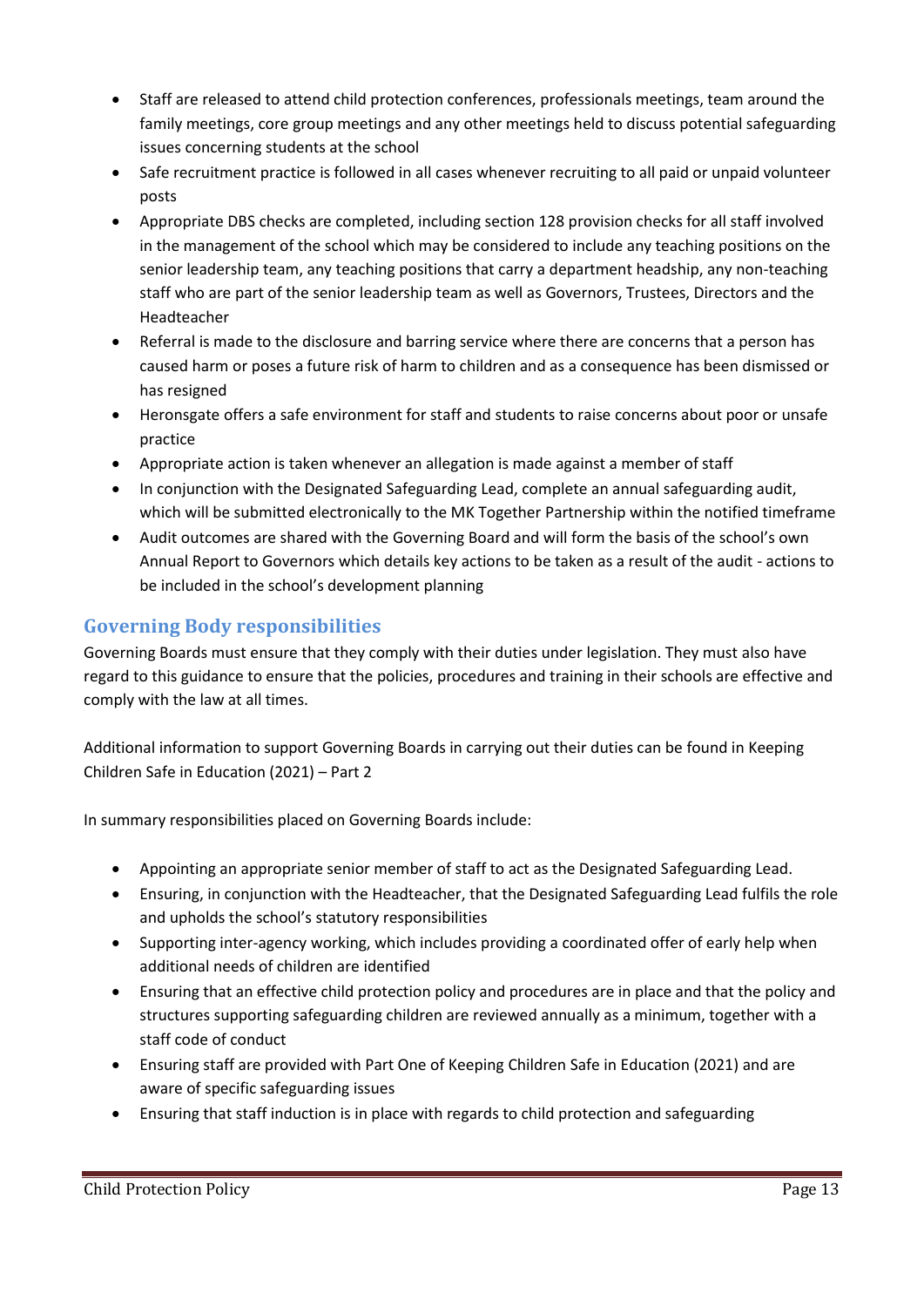- Staff are released to attend child protection conferences, professionals meetings, team around the family meetings, core group meetings and any other meetings held to discuss potential safeguarding issues concerning students at the school
- Safe recruitment practice is followed in all cases whenever recruiting to all paid or unpaid volunteer posts
- Appropriate DBS checks are completed, including section 128 provision checks for all staff involved in the management of the school which may be considered to include any teaching positions on the senior leadership team, any teaching positions that carry a department headship, any non-teaching staff who are part of the senior leadership team as well as Governors, Trustees, Directors and the Headteacher
- Referral is made to the disclosure and barring service where there are concerns that a person has caused harm or poses a future risk of harm to children and as a consequence has been dismissed or has resigned
- Heronsgate offers a safe environment for staff and students to raise concerns about poor or unsafe practice
- Appropriate action is taken whenever an allegation is made against a member of staff
- In conjunction with the Designated Safeguarding Lead, complete an annual safeguarding audit, which will be submitted electronically to the MK Together Partnership within the notified timeframe
- Audit outcomes are shared with the Governing Board and will form the basis of the school's own Annual Report to Governors which details key actions to be taken as a result of the audit - actions to be included in the school's development planning

## Governing Body responsibilities

Governing Boards must ensure that they comply with their duties under legislation. They must also have regard to this guidance to ensure that the policies, procedures and training in their schools are effective and comply with the law at all times.

Additional information to support Governing Boards in carrying out their duties can be found in Keeping Children Safe in Education (2021) – Part 2

In summary responsibilities placed on Governing Boards include:

- Appointing an appropriate senior member of staff to act as the Designated Safeguarding Lead.
- Ensuring, in conjunction with the Headteacher, that the Designated Safeguarding Lead fulfils the role and upholds the school's statutory responsibilities
- Supporting inter-agency working, which includes providing a coordinated offer of early help when additional needs of children are identified
- Ensuring that an effective child protection policy and procedures are in place and that the policy and structures supporting safeguarding children are reviewed annually as a minimum, together with a staff code of conduct
- Ensuring staff are provided with Part One of Keeping Children Safe in Education (2021) and are aware of specific safeguarding issues
- Ensuring that staff induction is in place with regards to child protection and safeguarding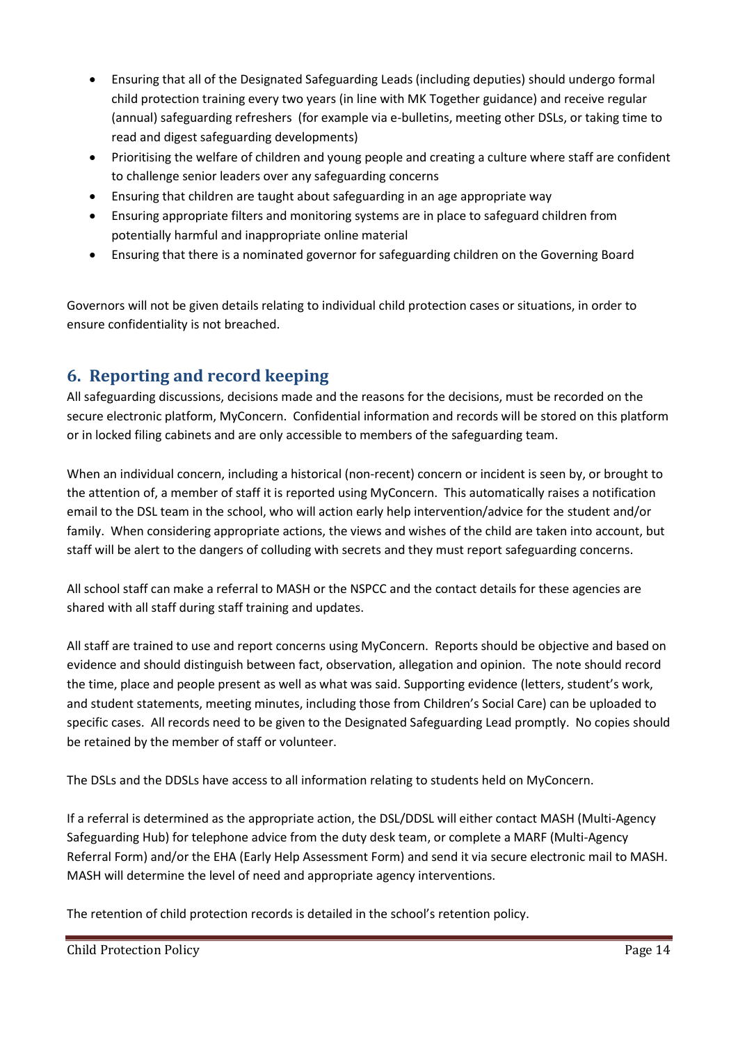- Ensuring that all of the Designated Safeguarding Leads (including deputies) should undergo formal child protection training every two years (in line with MK Together guidance) and receive regular (annual) safeguarding refreshers (for example via e-bulletins, meeting other DSLs, or taking time to read and digest safeguarding developments)
- Prioritising the welfare of children and young people and creating a culture where staff are confident to challenge senior leaders over any safeguarding concerns
- Ensuring that children are taught about safeguarding in an age appropriate way
- Ensuring appropriate filters and monitoring systems are in place to safeguard children from potentially harmful and inappropriate online material
- Ensuring that there is a nominated governor for safeguarding children on the Governing Board

Governors will not be given details relating to individual child protection cases or situations, in order to ensure confidentiality is not breached.

## 6. Reporting and record keeping

All safeguarding discussions, decisions made and the reasons for the decisions, must be recorded on the secure electronic platform, MyConcern. Confidential information and records will be stored on this platform or in locked filing cabinets and are only accessible to members of the safeguarding team.

When an individual concern, including a historical (non-recent) concern or incident is seen by, or brought to the attention of, a member of staff it is reported using MyConcern. This automatically raises a notification email to the DSL team in the school, who will action early help intervention/advice for the student and/or family. When considering appropriate actions, the views and wishes of the child are taken into account, but staff will be alert to the dangers of colluding with secrets and they must report safeguarding concerns.

All school staff can make a referral to MASH or the NSPCC and the contact details for these agencies are shared with all staff during staff training and updates.

All staff are trained to use and report concerns using MyConcern. Reports should be objective and based on evidence and should distinguish between fact, observation, allegation and opinion. The note should record the time, place and people present as well as what was said. Supporting evidence (letters, student's work, and student statements, meeting minutes, including those from Children's Social Care) can be uploaded to specific cases. All records need to be given to the Designated Safeguarding Lead promptly. No copies should be retained by the member of staff or volunteer.

The DSLs and the DDSLs have access to all information relating to students held on MyConcern.

If a referral is determined as the appropriate action, the DSL/DDSL will either contact MASH (Multi-Agency Safeguarding Hub) for telephone advice from the duty desk team, or complete a MARF (Multi-Agency Referral Form) and/or the EHA (Early Help Assessment Form) and send it via secure electronic mail to MASH. MASH will determine the level of need and appropriate agency interventions.

The retention of child protection records is detailed in the school's retention policy.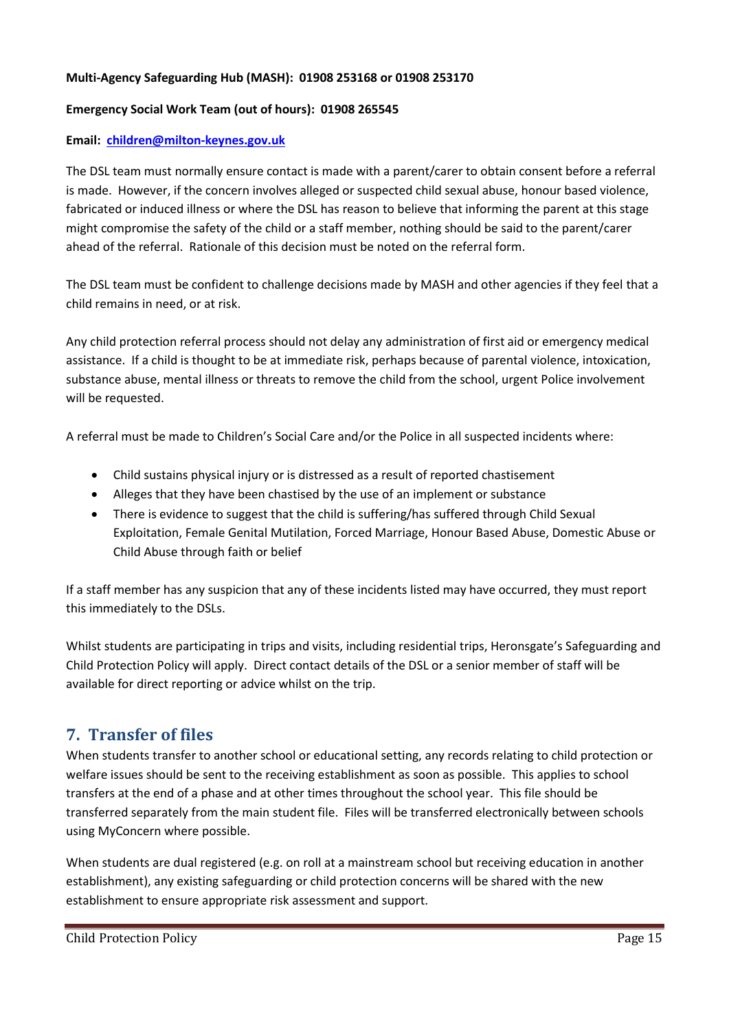**Multi-Agency Safeguarding Hub (MASH): 01908 253168 or 01908 253170**

**Emergency Social Work Team (out of hours): 01908 265545**

**Email: children@milton-keynes.gov.uk**

The DSL team must normally ensure contact is made with a parent/carer to obtain consent before a referral is made. However, if the concern involves alleged or suspected child sexual abuse, honour based violence, fabricated or induced illness or where the DSL has reason to believe that informing the parent at this stage might compromise the safety of the child or a staff member, nothing should be said to the parent/carer ahead of the referral. Rationale of this decision must be noted on the referral form.

The DSL team must be confident to challenge decisions made by MASH and other agencies if they feel that a child remains in need, or at risk.

Any child protection referral process should not delay any administration of first aid or emergency medical assistance. If a child is thought to be at immediate risk, perhaps because of parental violence, intoxication, substance abuse, mental illness or threats to remove the child from the school, urgent Police involvement will be requested.

A referral must be made to Children's Social Care and/or the Police in all suspected incidents where:

- Child sustains physical injury or is distressed as a result of reported chastisement
- Alleges that they have been chastised by the use of an implement or substance
- There is evidence to suggest that the child is suffering/has suffered through Child Sexual Exploitation, Female Genital Mutilation, Forced Marriage, Honour Based Abuse, Domestic Abuse or Child Abuse through faith or belief

If a staff member has any suspicion that any of these incidents listed may have occurred, they must report this immediately to the DSLs.

Whilst students are participating in trips and visits, including residential trips, Heronsgate's Safeguarding and Child Protection Policy will apply. Direct contact details of the DSL or a senior member of staff will be available for direct reporting or advice whilst on the trip.

## 7. Transfer of files

When students transfer to another school or educational setting, any records relating to child protection or welfare issues should be sent to the receiving establishment as soon as possible. This applies to school transfers at the end of a phase and at other times throughout the school year. This file should be transferred separately from the main student file. Files will be transferred electronically between schools using MyConcern where possible.

When students are dual registered (e.g. on roll at a mainstream school but receiving education in another establishment), any existing safeguarding or child protection concerns will be shared with the new establishment to ensure appropriate risk assessment and support.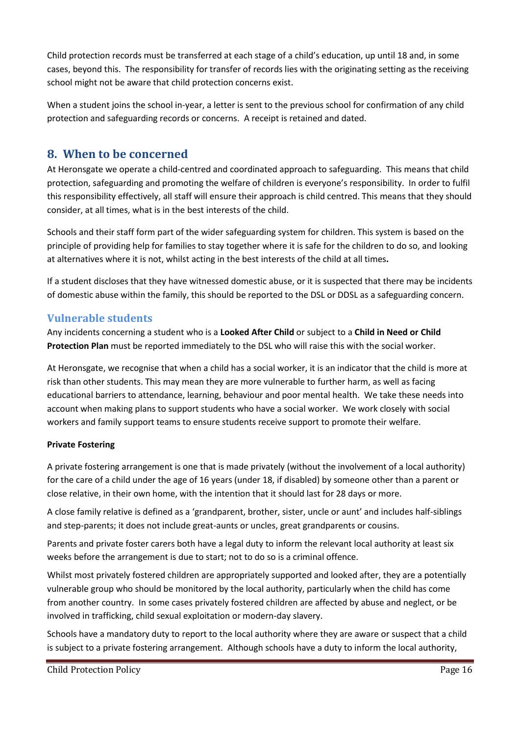Child protection records must be transferred at each stage of a child's education, up until 18 and, in some cases, beyond this. The responsibility for transfer of records lies with the originating setting as the receiving school might not be aware that child protection concerns exist.

When a student joins the school in-year, a letter is sent to the previous school for confirmation of any child protection and safeguarding records or concerns. A receipt is retained and dated.

## 8. When to be concerned

At Heronsgate we operate a child-centred and coordinated approach to safeguarding. This means that child protection, safeguarding and promoting the welfare of children is everyone's responsibility. In order to fulfil this responsibility effectively, all staff will ensure their approach is child centred. This means that they should consider, at all times, what is in the best interests of the child.

Schools and their staff form part of the wider safeguarding system for children. This system is based on the principle of providing help for families to stay together where it is safe for the children to do so, and looking at alternatives where it is not, whilst acting in the best interests of the child at all times**.**

If a student discloses that they have witnessed domestic abuse, or it is suspected that there may be incidents of domestic abuse within the family, this should be reported to the DSL or DDSL as a safeguarding concern.

### Vulnerable students

Any incidents concerning a student who is a **Looked After Child** or subject to a **Child in Need or Child Protection Plan** must be reported immediately to the DSL who will raise this with the social worker.

At Heronsgate, we recognise that when a child has a social worker, it is an indicator that the child is more at risk than other students. This may mean they are more vulnerable to further harm, as well as facing educational barriers to attendance, learning, behaviour and poor mental health. We take these needs into account when making plans to support students who have a social worker. We work closely with social workers and family support teams to ensure students receive support to promote their welfare.

**Private Fostering**

A private fostering arrangement is one that is made privately (without the involvement of a local authority) for the care of a child under the age of 16 years (under 18, if disabled) by someone other than a parent or close relative, in their own home, with the intention that it should last for 28 days or more.

A close family relative is defined as a 'grandparent, brother, sister, uncle or aunt' and includes half-siblings and step-parents; it does not include great-aunts or uncles, great grandparents or cousins.

Parents and private foster carers both have a legal duty to inform the relevant local authority at least six weeks before the arrangement is due to start; not to do so is a criminal offence.

Whilst most privately fostered children are appropriately supported and looked after, they are a potentially vulnerable group who should be monitored by the local authority, particularly when the child has come from another country. In some cases privately fostered children are affected by abuse and neglect, or be involved in trafficking, child sexual exploitation or modern-day slavery.

Schools have a mandatory duty to report to the local authority where they are aware or suspect that a child is subject to a private fostering arrangement. Although schools have a duty to inform the local authority,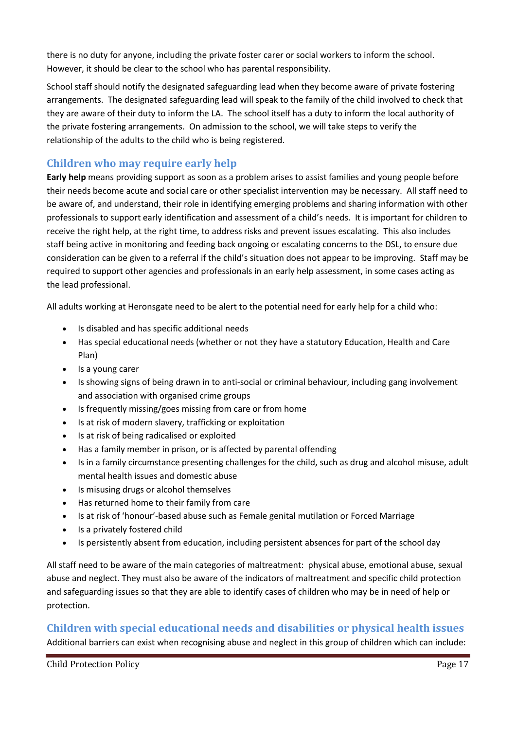there is no duty for anyone, including the private foster carer or social workers to inform the school. However, it should be clear to the school who has parental responsibility.

School staff should notify the designated safeguarding lead when they become aware of private fostering arrangements. The designated safeguarding lead will speak to the family of the child involved to check that they are aware of their duty to inform the LA. The school itself has a duty to inform the local authority of the private fostering arrangements. On admission to the school, we will take steps to verify the relationship of the adults to the child who is being registered.

## Children who may require early help

**Early help** means providing support as soon as a problem arises to assist families and young people before their needs become acute and social care or other specialist intervention may be necessary. All staff need to be aware of, and understand, their role in identifying emerging problems and sharing information with other professionals to support early identification and assessment of a child's needs. It is important for children to receive the right help, at the right time, to address risks and prevent issues escalating. This also includes staff being active in monitoring and feeding back ongoing or escalating concerns to the DSL, to ensure due consideration can be given to a referral if the child's situation does not appear to be improving. Staff may be required to support other agencies and professionals in an early help assessment, in some cases acting as the lead professional.

All adults working at Heronsgate need to be alert to the potential need for early help for a child who:

- Is disabled and has specific additional needs
- Has special educational needs (whether or not they have a statutory Education, Health and Care Plan)
- Is a young carer
- Is showing signs of being drawn in to anti-social or criminal behaviour, including gang involvement and association with organised crime groups
- Is frequently missing/goes missing from care or from home
- Is at risk of modern slavery, trafficking or exploitation
- Is at risk of being radicalised or exploited
- Has a family member in prison, or is affected by parental offending
- Is in a family circumstance presenting challenges for the child, such as drug and alcohol misuse, adult mental health issues and domestic abuse
- Is misusing drugs or alcohol themselves
- Has returned home to their family from care
- Is at risk of 'honour'-based abuse such as Female genital mutilation or Forced Marriage
- Is a privately fostered child
- Is persistently absent from education, including persistent absences for part of the school day

All staff need to be aware of the main categories of maltreatment: physical abuse, emotional abuse, sexual abuse and neglect. They must also be aware of the indicators of maltreatment and specific child protection and safeguarding issues so that they are able to identify cases of children who may be in need of help or protection.

## Children with special educational needs and disabilities or physical health issues

Additional barriers can exist when recognising abuse and neglect in this group of children which can include: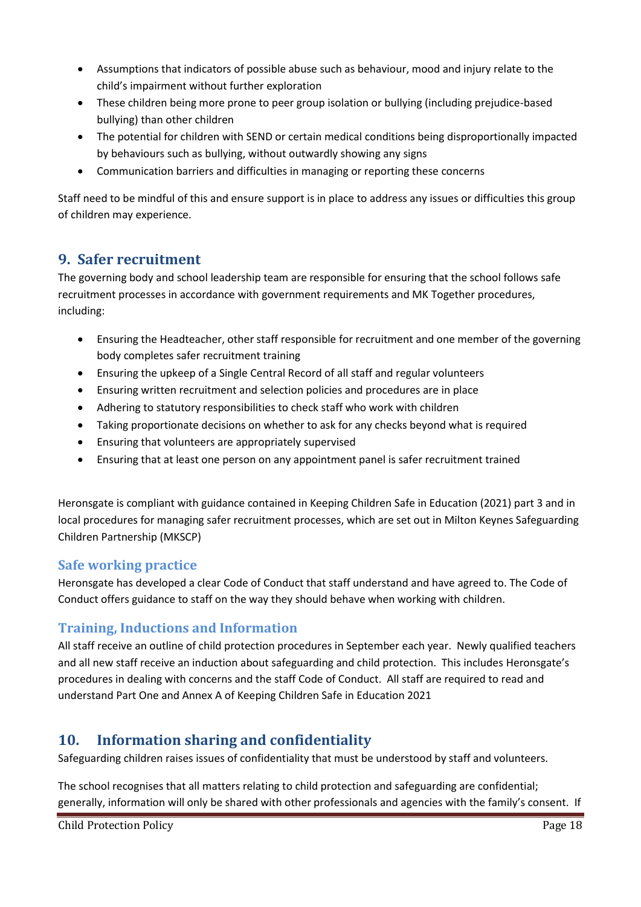- Assumptions that indicators of possible abuse such as behaviour, mood and injury relate to the child's impairment without further exploration
- These children being more prone to peer group isolation or bullying (including prejudice-based bullying) than other children
- The potential for children with SEND or certain medical conditions being disproportionally impacted by behaviours such as bullying, without outwardly showing any signs
- Communication barriers and difficulties in managing or reporting these concerns

Staff need to be mindful of this and ensure support is in place to address any issues or difficulties this group of children may experience.

## 9. Safer recruitment

The governing body and school leadership team are responsible for ensuring that the school follows safe recruitment processes in accordance with government requirements and MK Together procedures, including:

- Ensuring the Headteacher, other staff responsible for recruitment and one member of the governing body completes safer recruitment training
- Ensuring the upkeep of a Single Central Record of all staff and regular volunteers
- Ensuring written recruitment and selection policies and procedures are in place
- Adhering to statutory responsibilities to check staff who work with children
- Taking proportionate decisions on whether to ask for any checks beyond what is required
- Ensuring that volunteers are appropriately supervised
- Ensuring that at least one person on any appointment panel is safer recruitment trained

Heronsgate is compliant with guidance contained in Keeping Children Safe in Education (2021) part 3 and in local procedures for managing safer recruitment processes, which are set out in Milton Keynes Safeguarding Children Partnership (MKSCP)

### Safe working practice

Heronsgate has developed a clear Code of Conduct that staff understand and have agreed to. The Code of Conduct offers guidance to staff on the way they should behave when working with children.

### Training, Inductions and Information

All staff receive an outline of child protection procedures in September each year. Newly qualified teachers and all new staff receive an induction about safeguarding and child protection. This includes Heronsgate's procedures in dealing with concerns and the staff Code of Conduct. All staff are required to read and understand Part One and Annex A of Keeping Children Safe in Education 2021

## 10. Information sharing and confidentiality

Safeguarding children raises issues of confidentiality that must be understood by staff and volunteers.

The school recognises that all matters relating to child protection and safeguarding are confidential; generally, information will only be shared with other professionals and agencies with the family's consent. If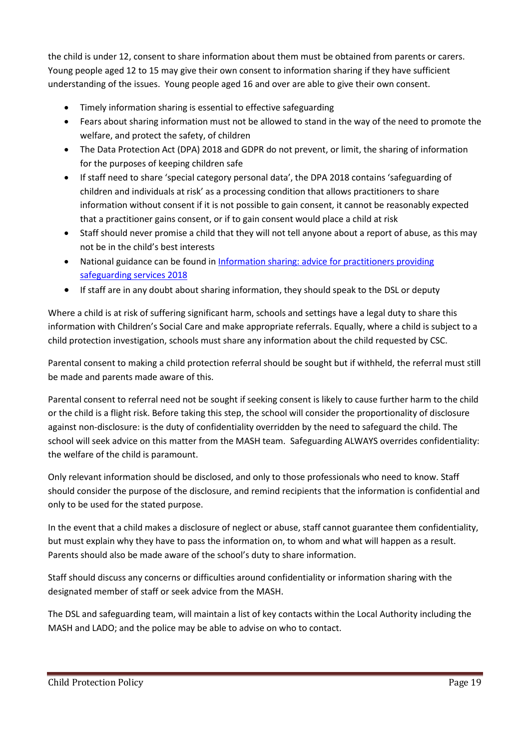the child is under 12, consent to share information about them must be obtained from parents or carers. Young people aged 12 to 15 may give their own consent to information sharing if they have sufficient understanding of the issues. Young people aged 16 and over are able to give their own consent.

- Timely information sharing is essential to effective safeguarding
- Fears about sharing information must not be allowed to stand in the way of the need to promote the welfare, and protect the safety, of children
- The Data Protection Act (DPA) 2018 and GDPR do not prevent, or limit, the sharing of information for the purposes of keeping children safe
- If staff need to share 'special category personal data', the DPA 2018 contains 'safeguarding of children and individuals at risk' as a processing condition that allows practitioners to share information without consent if it is not possible to gain consent, it cannot be reasonably expected that a practitioner gains consent, or if to gain consent would place a child at risk
- Staff should never promise a child that they will not tell anyone about a report of abuse, as this may not be in the child's best interests
- National guidance can be found in Information sharing: advice for practitioners providing safeguarding services 2018
- If staff are in any doubt about sharing information, they should speak to the DSL or deputy

Where a child is at risk of suffering significant harm, schools and settings have a legal duty to share this information with Children's Social Care and make appropriate referrals. Equally, where a child is subject to a child protection investigation, schools must share any information about the child requested by CSC.

Parental consent to making a child protection referral should be sought but if withheld, the referral must still be made and parents made aware of this.

Parental consent to referral need not be sought if seeking consent is likely to cause further harm to the child or the child is a flight risk. Before taking this step, the school will consider the proportionality of disclosure against non-disclosure: is the duty of confidentiality overridden by the need to safeguard the child. The school will seek advice on this matter from the MASH team. Safeguarding ALWAYS overrides confidentiality: the welfare of the child is paramount.

Only relevant information should be disclosed, and only to those professionals who need to know. Staff should consider the purpose of the disclosure, and remind recipients that the information is confidential and only to be used for the stated purpose.

In the event that a child makes a disclosure of neglect or abuse, staff cannot guarantee them confidentiality, but must explain why they have to pass the information on, to whom and what will happen as a result. Parents should also be made aware of the school's duty to share information.

Staff should discuss any concerns or difficulties around confidentiality or information sharing with the designated member of staff or seek advice from the MASH.

The DSL and safeguarding team, will maintain a list of key contacts within the Local Authority including the MASH and LADO; and the police may be able to advise on who to contact.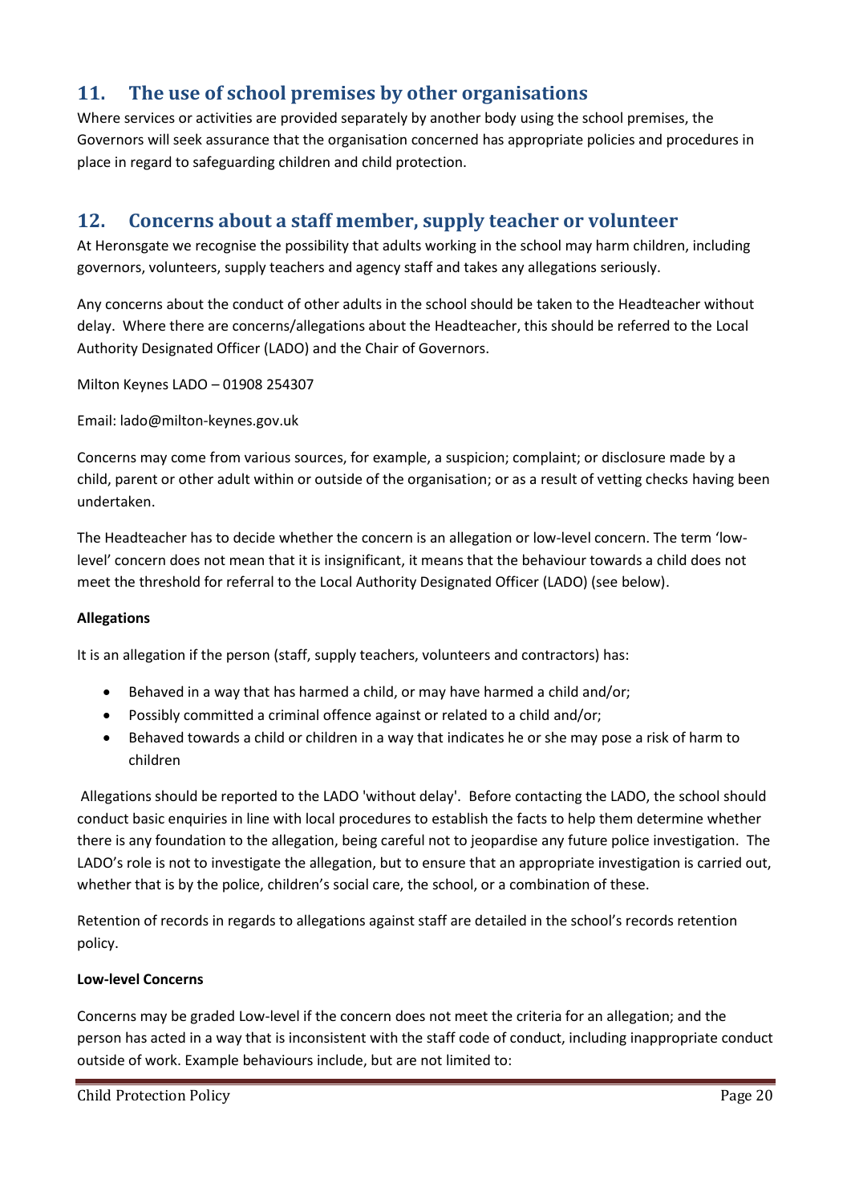## 11. The use of school premises by other organisations

Where services or activities are provided separately by another body using the school premises, the Governors will seek assurance that the organisation concerned has appropriate policies and procedures in place in regard to safeguarding children and child protection.

## 12. Concerns about a staff member, supply teacher or volunteer

At Heronsgate we recognise the possibility that adults working in the school may harm children, including governors, volunteers, supply teachers and agency staff and takes any allegations seriously.

Any concerns about the conduct of other adults in the school should be taken to the Headteacher without delay. Where there are concerns/allegations about the Headteacher, this should be referred to the Local Authority Designated Officer (LADO) and the Chair of Governors.

Milton Keynes LADO – 01908 254307

Email: lado@milton-keynes.gov.uk

Concerns may come from various sources, for example, a suspicion; complaint; or disclosure made by a child, parent or other adult within or outside of the organisation; or as a result of vetting checks having been undertaken.

The Headteacher has to decide whether the concern is an allegation or low-level concern. The term 'low-level' concern does not mean that it is insignificant, it means that the behaviour towards a child does not meet the threshold for referral to the Local Authority Designated Officer (LADO) (see below).

**Allegations**

It is an allegation if the person (staff, supply teachers, volunteers and contractors) has:

- Behaved in a way that has harmed a child, or may have harmed a child and/or;
- Possibly committed a criminal offence against or related to a child and/or;
- Behaved towards a child or children in a way that indicates he or she may pose a risk of harm to children

Allegations should be reported to the LADO 'without delay'. Before contacting the LADO, the school should conduct basic enquiries in line with local procedures to establish the facts to help them determine whether there is any foundation to the allegation, being careful not to jeopardise any future police investigation. The LADO's role is not to investigate the allegation, but to ensure that an appropriate investigation is carried out, whether that is by the police, children's social care, the school, or a combination of these.

Retention of records in regards to allegations against staff are detailed in the school's records retention policy.

**Low-level Concerns**

Concerns may be graded Low-level if the concern does not meet the criteria for an allegation; and the person has acted in a way that is inconsistent with the staff code of conduct, including inappropriate conduct outside of work. Example behaviours include, but are not limited to: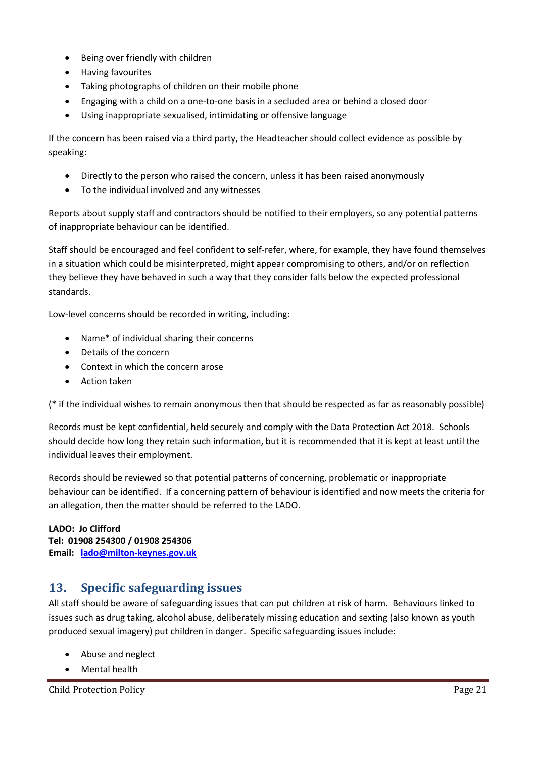- Being over friendly with children
- Having favourites
- Taking photographs of children on their mobile phone
- Engaging with a child on a one-to-one basis in a secluded area or behind a closed door
- Using inappropriate sexualised, intimidating or offensive language

If the concern has been raised via a third party, the Headteacher should collect evidence as possible by speaking:

- Directly to the person who raised the concern, unless it has been raised anonymously
- To the individual involved and any witnesses

Reports about supply staff and contractors should be notified to their employers, so any potential patterns of inappropriate behaviour can be identified.

Staff should be encouraged and feel confident to self-refer, where, for example, they have found themselves in a situation which could be misinterpreted, might appear compromising to others, and/or on reflection they believe they have behaved in such a way that they consider falls below the expected professional standards.

Low-level concerns should be recorded in writing, including:

- Name* of individual sharing their concerns
- Details of the concern
- Context in which the concern arose
- Action taken

(* if the individual wishes to remain anonymous then that should be respected as far as reasonably possible)

Records must be kept confidential, held securely and comply with the Data Protection Act 2018. Schools should decide how long they retain such information, but it is recommended that it is kept at least until the individual leaves their employment.

Records should be reviewed so that potential patterns of concerning, problematic or inappropriate behaviour can be identified. If a concerning pattern of behaviour is identified and now meets the criteria for an allegation, then the matter should be referred to the LADO.

**LADO: Jo Clifford**
**Tel: 01908 254300 / 01908 254306**
**Email: lado@milton-keynes.gov.uk**

## 13. Specific safeguarding issues

All staff should be aware of safeguarding issues that can put children at risk of harm. Behaviours linked to issues such as drug taking, alcohol abuse, deliberately missing education and sexting (also known as youth produced sexual imagery) put children in danger. Specific safeguarding issues include:

- Abuse and neglect
- Mental health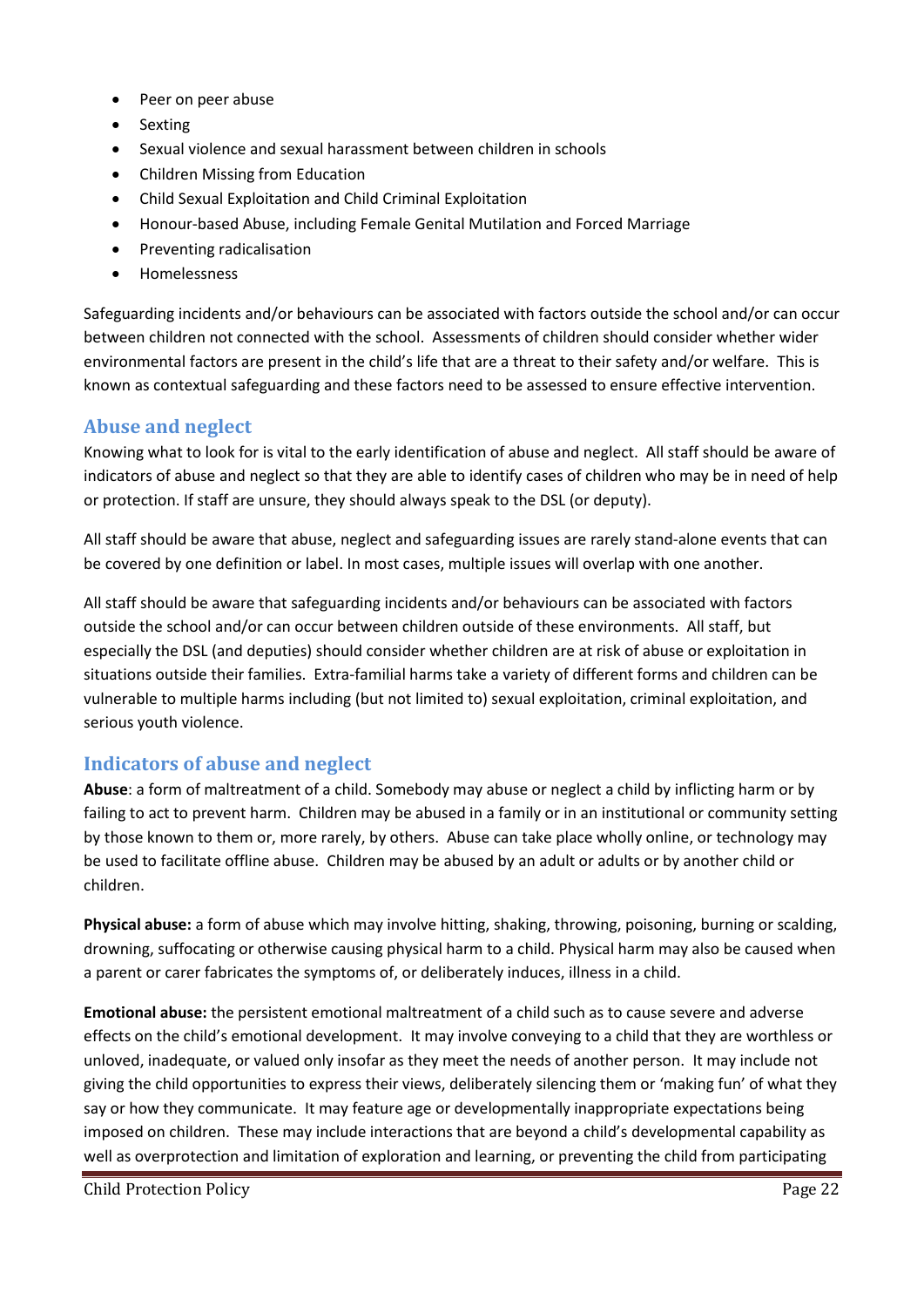- Peer on peer abuse
- Sexting
- Sexual violence and sexual harassment between children in schools
- Children Missing from Education
- Child Sexual Exploitation and Child Criminal Exploitation
- Honour-based Abuse, including Female Genital Mutilation and Forced Marriage
- Preventing radicalisation
- Homelessness

Safeguarding incidents and/or behaviours can be associated with factors outside the school and/or can occur between children not connected with the school. Assessments of children should consider whether wider environmental factors are present in the child's life that are a threat to their safety and/or welfare. This is known as contextual safeguarding and these factors need to be assessed to ensure effective intervention.

## Abuse and neglect

Knowing what to look for is vital to the early identification of abuse and neglect. All staff should be aware of indicators of abuse and neglect so that they are able to identify cases of children who may be in need of help or protection. If staff are unsure, they should always speak to the DSL (or deputy).

All staff should be aware that abuse, neglect and safeguarding issues are rarely stand-alone events that can be covered by one definition or label. In most cases, multiple issues will overlap with one another.

All staff should be aware that safeguarding incidents and/or behaviours can be associated with factors outside the school and/or can occur between children outside of these environments. All staff, but especially the DSL (and deputies) should consider whether children are at risk of abuse or exploitation in situations outside their families. Extra-familial harms take a variety of different forms and children can be vulnerable to multiple harms including (but not limited to) sexual exploitation, criminal exploitation, and serious youth violence.

## Indicators of abuse and neglect

**Abuse**: a form of maltreatment of a child. Somebody may abuse or neglect a child by inflicting harm or by failing to act to prevent harm. Children may be abused in a family or in an institutional or community setting by those known to them or, more rarely, by others. Abuse can take place wholly online, or technology may be used to facilitate offline abuse. Children may be abused by an adult or adults or by another child or children.

**Physical abuse:** a form of abuse which may involve hitting, shaking, throwing, poisoning, burning or scalding, drowning, suffocating or otherwise causing physical harm to a child. Physical harm may also be caused when a parent or carer fabricates the symptoms of, or deliberately induces, illness in a child.

**Emotional abuse:** the persistent emotional maltreatment of a child such as to cause severe and adverse effects on the child's emotional development. It may involve conveying to a child that they are worthless or unloved, inadequate, or valued only insofar as they meet the needs of another person. It may include not giving the child opportunities to express their views, deliberately silencing them or 'making fun' of what they say or how they communicate. It may feature age or developmentally inappropriate expectations being imposed on children. These may include interactions that are beyond a child's developmental capability as well as overprotection and limitation of exploration and learning, or preventing the child from participating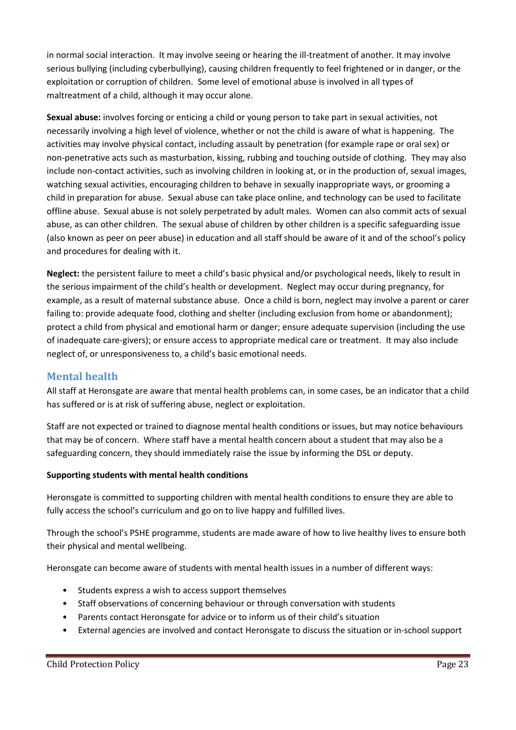in normal social interaction. It may involve seeing or hearing the ill-treatment of another. It may involve serious bullying (including cyberbullying), causing children frequently to feel frightened or in danger, or the exploitation or corruption of children. Some level of emotional abuse is involved in all types of maltreatment of a child, although it may occur alone.

**Sexual abuse:** involves forcing or enticing a child or young person to take part in sexual activities, not necessarily involving a high level of violence, whether or not the child is aware of what is happening. The activities may involve physical contact, including assault by penetration (for example rape or oral sex) or non-penetrative acts such as masturbation, kissing, rubbing and touching outside of clothing. They may also include non-contact activities, such as involving children in looking at, or in the production of, sexual images, watching sexual activities, encouraging children to behave in sexually inappropriate ways, or grooming a child in preparation for abuse. Sexual abuse can take place online, and technology can be used to facilitate offline abuse. Sexual abuse is not solely perpetrated by adult males. Women can also commit acts of sexual abuse, as can other children. The sexual abuse of children by other children is a specific safeguarding issue (also known as peer on peer abuse) in education and all staff should be aware of it and of the school's policy and procedures for dealing with it.

**Neglect:** the persistent failure to meet a child's basic physical and/or psychological needs, likely to result in the serious impairment of the child's health or development. Neglect may occur during pregnancy, for example, as a result of maternal substance abuse. Once a child is born, neglect may involve a parent or carer failing to: provide adequate food, clothing and shelter (including exclusion from home or abandonment); protect a child from physical and emotional harm or danger; ensure adequate supervision (including the use of inadequate care-givers); or ensure access to appropriate medical care or treatment. It may also include neglect of, or unresponsiveness to, a child's basic emotional needs.

## Mental health

All staff at Heronsgate are aware that mental health problems can, in some cases, be an indicator that a child has suffered or is at risk of suffering abuse, neglect or exploitation.

Staff are not expected or trained to diagnose mental health conditions or issues, but may notice behaviours that may be of concern. Where staff have a mental health concern about a student that may also be a safeguarding concern, they should immediately raise the issue by informing the DSL or deputy.

**Supporting students with mental health conditions**

Heronsgate is committed to supporting children with mental health conditions to ensure they are able to fully access the school's curriculum and go on to live happy and fulfilled lives.

Through the school's PSHE programme, students are made aware of how to live healthy lives to ensure both their physical and mental wellbeing.

Heronsgate can become aware of students with mental health issues in a number of different ways:

- Students express a wish to access support themselves
- Staff observations of concerning behaviour or through conversation with students
- Parents contact Heronsgate for advice or to inform us of their child's situation
- External agencies are involved and contact Heronsgate to discuss the situation or in-school support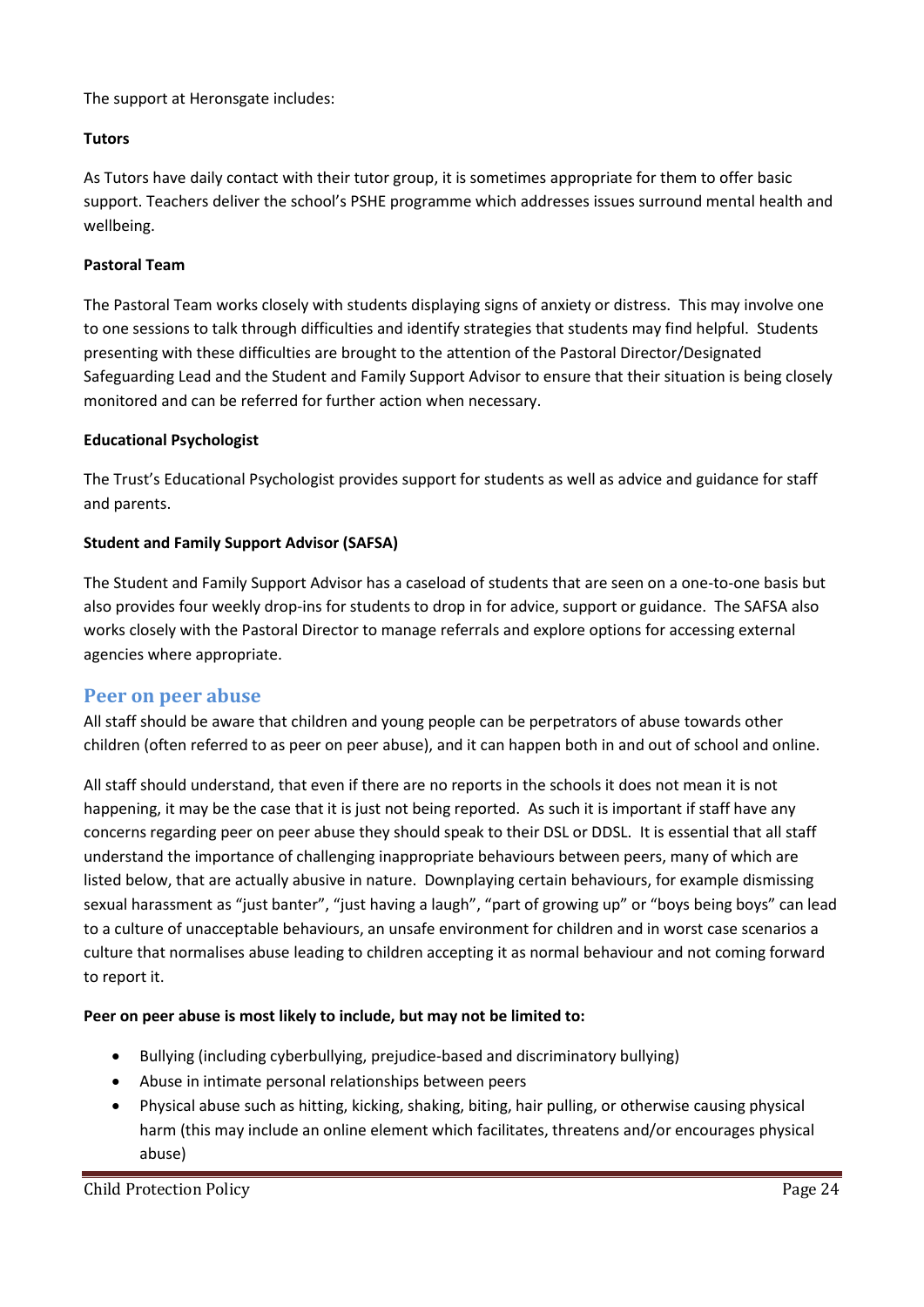The support at Heronsgate includes:

**Tutors**

As Tutors have daily contact with their tutor group, it is sometimes appropriate for them to offer basic support. Teachers deliver the school's PSHE programme which addresses issues surround mental health and wellbeing.

**Pastoral Team**

The Pastoral Team works closely with students displaying signs of anxiety or distress. This may involve one to one sessions to talk through difficulties and identify strategies that students may find helpful. Students presenting with these difficulties are brought to the attention of the Pastoral Director/Designated Safeguarding Lead and the Student and Family Support Advisor to ensure that their situation is being closely monitored and can be referred for further action when necessary.

**Educational Psychologist**

The Trust's Educational Psychologist provides support for students as well as advice and guidance for staff and parents.

**Student and Family Support Advisor (SAFSA)**

The Student and Family Support Advisor has a caseload of students that are seen on a one-to-one basis but also provides four weekly drop-ins for students to drop in for advice, support or guidance. The SAFSA also works closely with the Pastoral Director to manage referrals and explore options for accessing external agencies where appropriate.

## Peer on peer abuse

All staff should be aware that children and young people can be perpetrators of abuse towards other children (often referred to as peer on peer abuse), and it can happen both in and out of school and online.

All staff should understand, that even if there are no reports in the schools it does not mean it is not happening, it may be the case that it is just not being reported. As such it is important if staff have any concerns regarding peer on peer abuse they should speak to their DSL or DDSL. It is essential that all staff understand the importance of challenging inappropriate behaviours between peers, many of which are listed below, that are actually abusive in nature. Downplaying certain behaviours, for example dismissing sexual harassment as "just banter", "just having a laugh", "part of growing up" or "boys being boys" can lead to a culture of unacceptable behaviours, an unsafe environment for children and in worst case scenarios a culture that normalises abuse leading to children accepting it as normal behaviour and not coming forward to report it.

**Peer on peer abuse is most likely to include, but may not be limited to:**

- Bullying (including cyberbullying, prejudice-based and discriminatory bullying)
- Abuse in intimate personal relationships between peers
- Physical abuse such as hitting, kicking, shaking, biting, hair pulling, or otherwise causing physical harm (this may include an online element which facilitates, threatens and/or encourages physical abuse)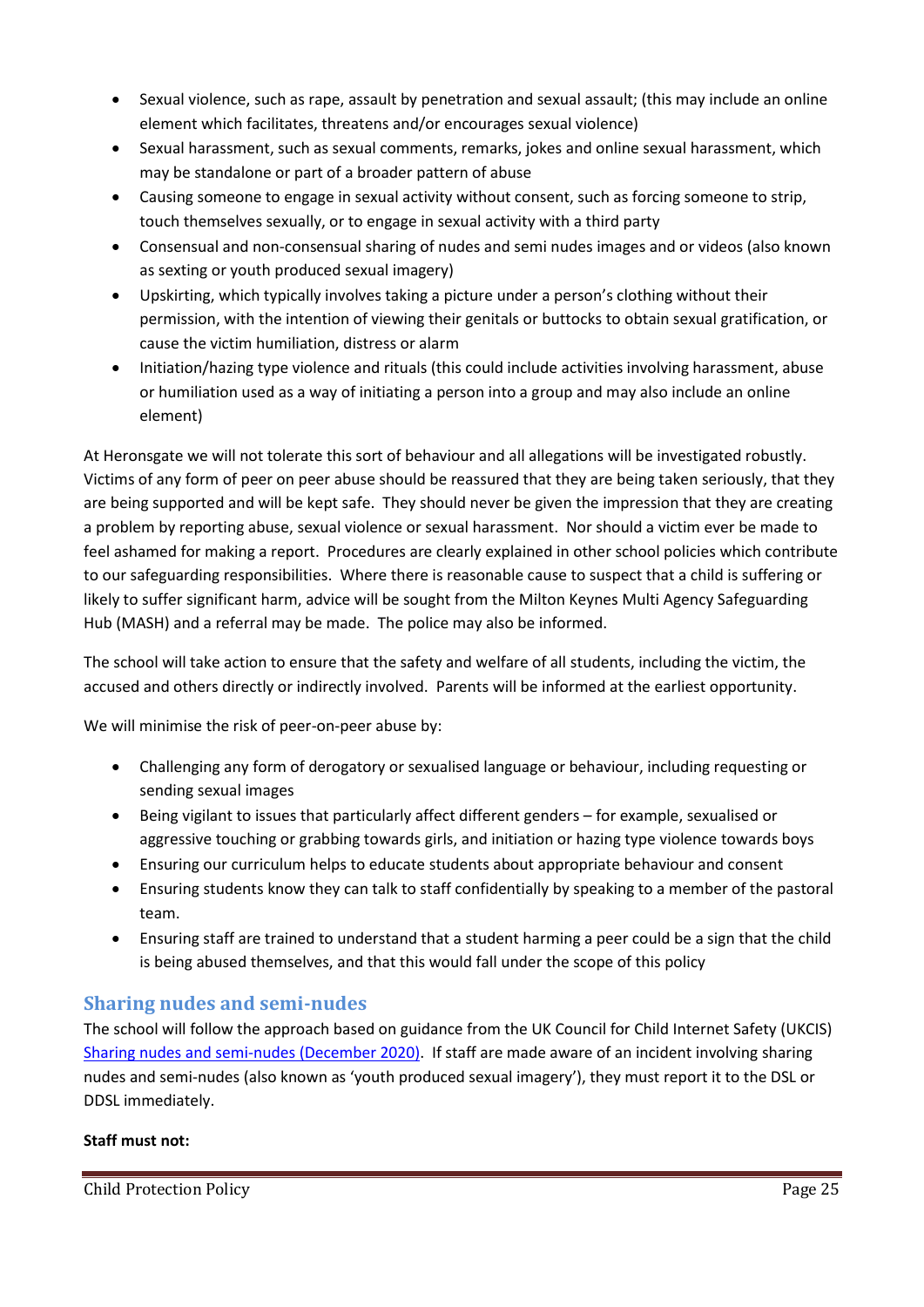- Sexual violence, such as rape, assault by penetration and sexual assault; (this may include an online element which facilitates, threatens and/or encourages sexual violence)
- Sexual harassment, such as sexual comments, remarks, jokes and online sexual harassment, which may be standalone or part of a broader pattern of abuse
- Causing someone to engage in sexual activity without consent, such as forcing someone to strip, touch themselves sexually, or to engage in sexual activity with a third party
- Consensual and non-consensual sharing of nudes and semi nudes images and or videos (also known as sexting or youth produced sexual imagery)
- Upskirting, which typically involves taking a picture under a person's clothing without their permission, with the intention of viewing their genitals or buttocks to obtain sexual gratification, or cause the victim humiliation, distress or alarm
- Initiation/hazing type violence and rituals (this could include activities involving harassment, abuse or humiliation used as a way of initiating a person into a group and may also include an online element)

At Heronsgate we will not tolerate this sort of behaviour and all allegations will be investigated robustly. Victims of any form of peer on peer abuse should be reassured that they are being taken seriously, that they are being supported and will be kept safe. They should never be given the impression that they are creating a problem by reporting abuse, sexual violence or sexual harassment. Nor should a victim ever be made to feel ashamed for making a report. Procedures are clearly explained in other school policies which contribute to our safeguarding responsibilities. Where there is reasonable cause to suspect that a child is suffering or likely to suffer significant harm, advice will be sought from the Milton Keynes Multi Agency Safeguarding Hub (MASH) and a referral may be made. The police may also be informed.

The school will take action to ensure that the safety and welfare of all students, including the victim, the accused and others directly or indirectly involved. Parents will be informed at the earliest opportunity.

We will minimise the risk of peer-on-peer abuse by:

- Challenging any form of derogatory or sexualised language or behaviour, including requesting or sending sexual images
- Being vigilant to issues that particularly affect different genders – for example, sexualised or aggressive touching or grabbing towards girls, and initiation or hazing type violence towards boys
- Ensuring our curriculum helps to educate students about appropriate behaviour and consent
- Ensuring students know they can talk to staff confidentially by speaking to a member of the pastoral team.
- Ensuring staff are trained to understand that a student harming a peer could be a sign that the child is being abused themselves, and that this would fall under the scope of this policy

## Sharing nudes and semi-nudes

The school will follow the approach based on guidance from the UK Council for Child Internet Safety (UKCIS) Sharing nudes and semi-nudes (December 2020). If staff are made aware of an incident involving sharing nudes and semi-nudes (also known as 'youth produced sexual imagery'), they must report it to the DSL or DDSL immediately.

**Staff must not:**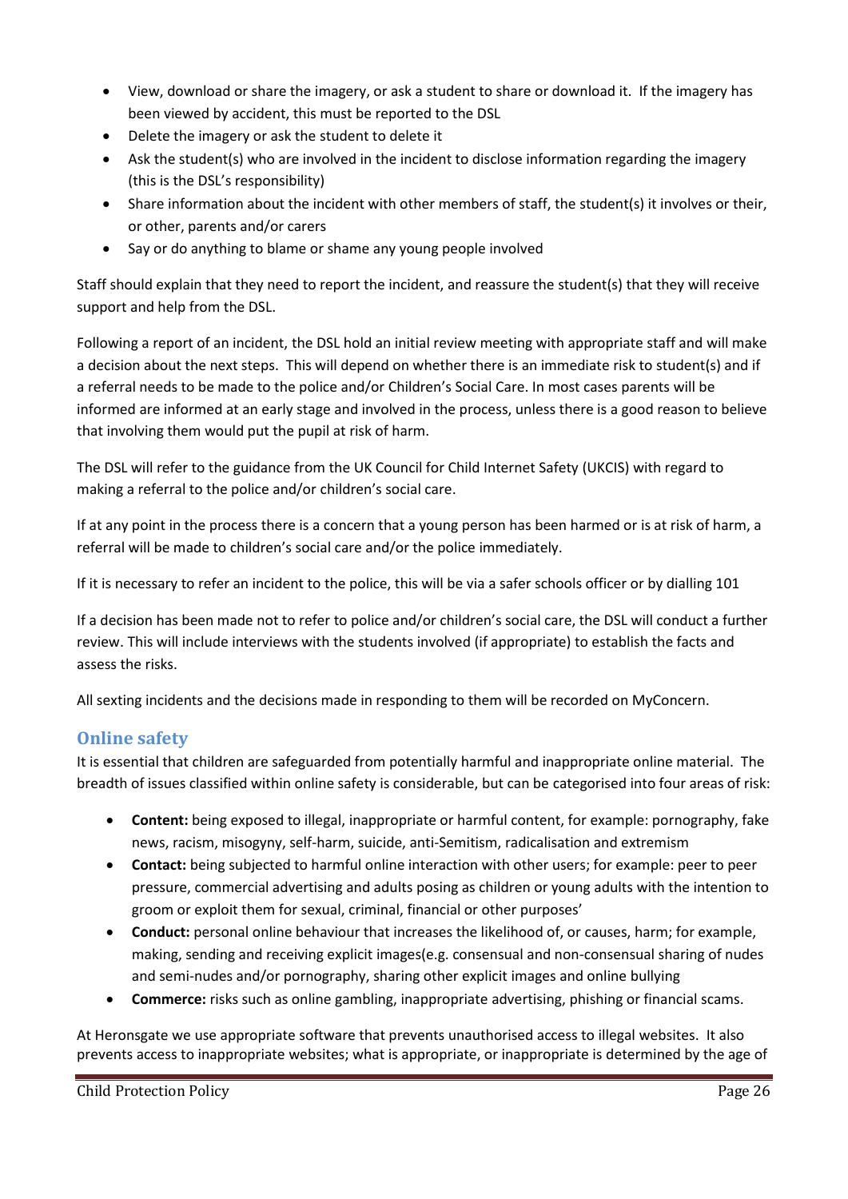- View, download or share the imagery, or ask a student to share or download it. If the imagery has been viewed by accident, this must be reported to the DSL
- Delete the imagery or ask the student to delete it
- Ask the student(s) who are involved in the incident to disclose information regarding the imagery (this is the DSL's responsibility)
- Share information about the incident with other members of staff, the student(s) it involves or their, or other, parents and/or carers
- Say or do anything to blame or shame any young people involved

Staff should explain that they need to report the incident, and reassure the student(s) that they will receive support and help from the DSL.

Following a report of an incident, the DSL hold an initial review meeting with appropriate staff and will make a decision about the next steps. This will depend on whether there is an immediate risk to student(s) and if a referral needs to be made to the police and/or Children's Social Care. In most cases parents will be informed are informed at an early stage and involved in the process, unless there is a good reason to believe that involving them would put the pupil at risk of harm.

The DSL will refer to the guidance from the UK Council for Child Internet Safety (UKCIS) with regard to making a referral to the police and/or children's social care.

If at any point in the process there is a concern that a young person has been harmed or is at risk of harm, a referral will be made to children's social care and/or the police immediately.

If it is necessary to refer an incident to the police, this will be via a safer schools officer or by dialling 101

If a decision has been made not to refer to police and/or children's social care, the DSL will conduct a further review. This will include interviews with the students involved (if appropriate) to establish the facts and assess the risks.

All sexting incidents and the decisions made in responding to them will be recorded on MyConcern.

## Online safety

It is essential that children are safeguarded from potentially harmful and inappropriate online material. The breadth of issues classified within online safety is considerable, but can be categorised into four areas of risk:

- **Content:** being exposed to illegal, inappropriate or harmful content, for example: pornography, fake news, racism, misogyny, self-harm, suicide, anti-Semitism, radicalisation and extremism
- **Contact:** being subjected to harmful online interaction with other users; for example: peer to peer pressure, commercial advertising and adults posing as children or young adults with the intention to groom or exploit them for sexual, criminal, financial or other purposes'
- **Conduct:** personal online behaviour that increases the likelihood of, or causes, harm; for example, making, sending and receiving explicit images(e.g. consensual and non-consensual sharing of nudes and semi-nudes and/or pornography, sharing other explicit images and online bullying
- **Commerce:** risks such as online gambling, inappropriate advertising, phishing or financial scams.

At Heronsgate we use appropriate software that prevents unauthorised access to illegal websites. It also prevents access to inappropriate websites; what is appropriate, or inappropriate is determined by the age of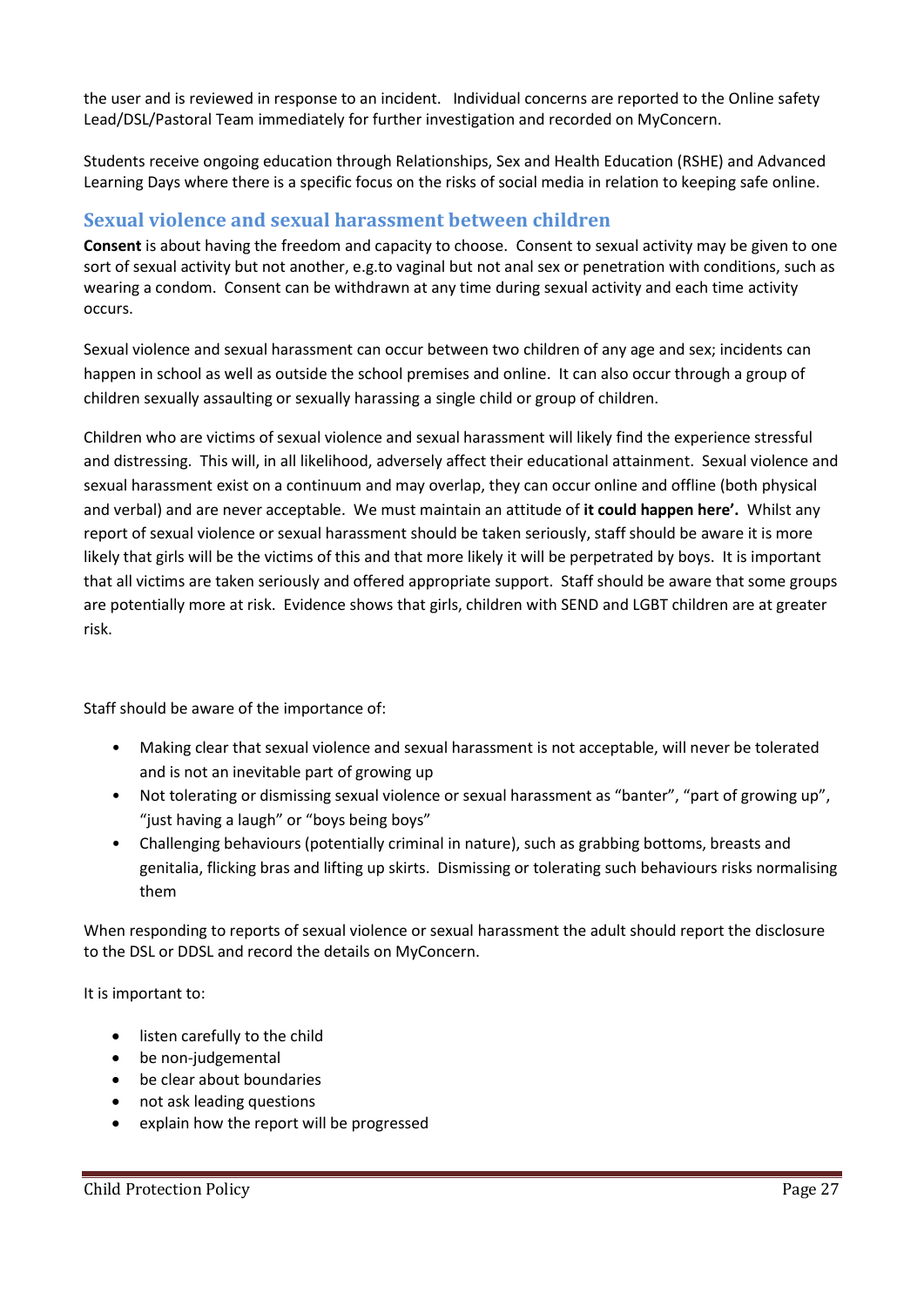the user and is reviewed in response to an incident. Individual concerns are reported to the Online safety Lead/DSL/Pastoral Team immediately for further investigation and recorded on MyConcern.

Students receive ongoing education through Relationships, Sex and Health Education (RSHE) and Advanced Learning Days where there is a specific focus on the risks of social media in relation to keeping safe online.

## Sexual violence and sexual harassment between children

**Consent** is about having the freedom and capacity to choose. Consent to sexual activity may be given to one sort of sexual activity but not another, e.g.to vaginal but not anal sex or penetration with conditions, such as wearing a condom. Consent can be withdrawn at any time during sexual activity and each time activity occurs.

Sexual violence and sexual harassment can occur between two children of any age and sex; incidents can happen in school as well as outside the school premises and online. It can also occur through a group of children sexually assaulting or sexually harassing a single child or group of children.

Children who are victims of sexual violence and sexual harassment will likely find the experience stressful and distressing. This will, in all likelihood, adversely affect their educational attainment. Sexual violence and sexual harassment exist on a continuum and may overlap, they can occur online and offline (both physical and verbal) and are never acceptable. We must maintain an attitude of **it could happen here'.** Whilst any report of sexual violence or sexual harassment should be taken seriously, staff should be aware it is more likely that girls will be the victims of this and that more likely it will be perpetrated by boys. It is important that all victims are taken seriously and offered appropriate support. Staff should be aware that some groups are potentially more at risk. Evidence shows that girls, children with SEND and LGBT children are at greater risk.

Staff should be aware of the importance of:

- Making clear that sexual violence and sexual harassment is not acceptable, will never be tolerated and is not an inevitable part of growing up
- Not tolerating or dismissing sexual violence or sexual harassment as "banter", "part of growing up", "just having a laugh" or "boys being boys"
- Challenging behaviours (potentially criminal in nature), such as grabbing bottoms, breasts and genitalia, flicking bras and lifting up skirts. Dismissing or tolerating such behaviours risks normalising them

When responding to reports of sexual violence or sexual harassment the adult should report the disclosure to the DSL or DDSL and record the details on MyConcern.

It is important to:

- listen carefully to the child
- be non-judgemental
- be clear about boundaries
- not ask leading questions
- explain how the report will be progressed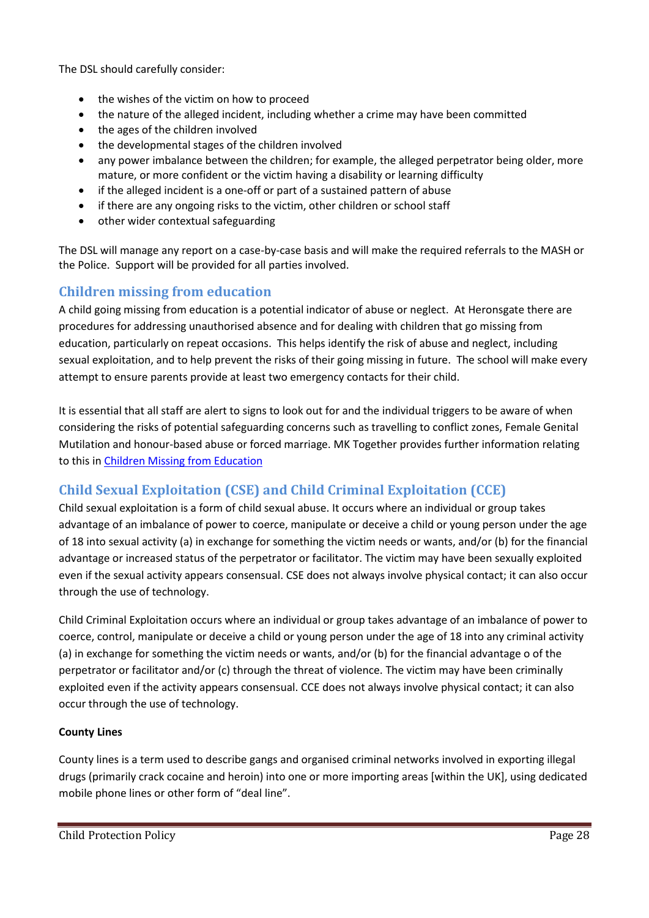The DSL should carefully consider:

- the wishes of the victim on how to proceed
- the nature of the alleged incident, including whether a crime may have been committed
- the ages of the children involved
- the developmental stages of the children involved
- any power imbalance between the children; for example, the alleged perpetrator being older, more mature, or more confident or the victim having a disability or learning difficulty
- if the alleged incident is a one-off or part of a sustained pattern of abuse
- if there are any ongoing risks to the victim, other children or school staff
- other wider contextual safeguarding

The DSL will manage any report on a case-by-case basis and will make the required referrals to the MASH or the Police. Support will be provided for all parties involved.

## Children missing from education

A child going missing from education is a potential indicator of abuse or neglect. At Heronsgate there are procedures for addressing unauthorised absence and for dealing with children that go missing from education, particularly on repeat occasions. This helps identify the risk of abuse and neglect, including sexual exploitation, and to help prevent the risks of their going missing in future. The school will make every attempt to ensure parents provide at least two emergency contacts for their child.

It is essential that all staff are alert to signs to look out for and the individual triggers to be aware of when considering the risks of potential safeguarding concerns such as travelling to conflict zones, Female Genital Mutilation and honour-based abuse or forced marriage. MK Together provides further information relating to this in Children Missing from Education

## Child Sexual Exploitation (CSE) and Child Criminal Exploitation (CCE)

Child sexual exploitation is a form of child sexual abuse. It occurs where an individual or group takes advantage of an imbalance of power to coerce, manipulate or deceive a child or young person under the age of 18 into sexual activity (a) in exchange for something the victim needs or wants, and/or (b) for the financial advantage or increased status of the perpetrator or facilitator. The victim may have been sexually exploited even if the sexual activity appears consensual. CSE does not always involve physical contact; it can also occur through the use of technology.

Child Criminal Exploitation occurs where an individual or group takes advantage of an imbalance of power to coerce, control, manipulate or deceive a child or young person under the age of 18 into any criminal activity (a) in exchange for something the victim needs or wants, and/or (b) for the financial advantage o of the perpetrator or facilitator and/or (c) through the threat of violence. The victim may have been criminally exploited even if the activity appears consensual. CCE does not always involve physical contact; it can also occur through the use of technology.

**County Lines**

County lines is a term used to describe gangs and organised criminal networks involved in exporting illegal drugs (primarily crack cocaine and heroin) into one or more importing areas [within the UK], using dedicated mobile phone lines or other form of "deal line".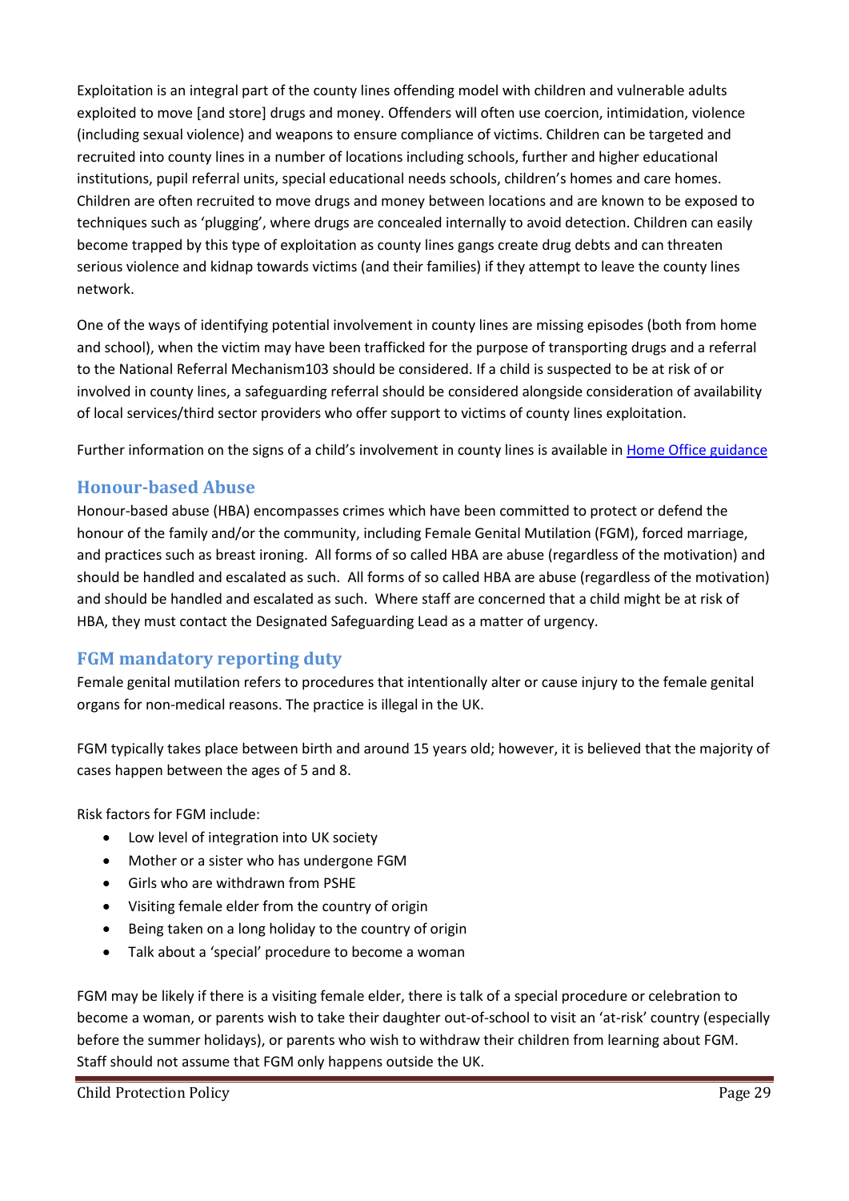Exploitation is an integral part of the county lines offending model with children and vulnerable adults exploited to move [and store] drugs and money. Offenders will often use coercion, intimidation, violence (including sexual violence) and weapons to ensure compliance of victims. Children can be targeted and recruited into county lines in a number of locations including schools, further and higher educational institutions, pupil referral units, special educational needs schools, children's homes and care homes. Children are often recruited to move drugs and money between locations and are known to be exposed to techniques such as 'plugging', where drugs are concealed internally to avoid detection. Children can easily become trapped by this type of exploitation as county lines gangs create drug debts and can threaten serious violence and kidnap towards victims (and their families) if they attempt to leave the county lines network.

One of the ways of identifying potential involvement in county lines are missing episodes (both from home and school), when the victim may have been trafficked for the purpose of transporting drugs and a referral to the National Referral Mechanism103 should be considered. If a child is suspected to be at risk of or involved in county lines, a safeguarding referral should be considered alongside consideration of availability of local services/third sector providers who offer support to victims of county lines exploitation.

Further information on the signs of a child's involvement in county lines is available in [Home Office guidance]

## Honour-based Abuse

Honour-based abuse (HBA) encompasses crimes which have been committed to protect or defend the honour of the family and/or the community, including Female Genital Mutilation (FGM), forced marriage, and practices such as breast ironing. All forms of so called HBA are abuse (regardless of the motivation) and should be handled and escalated as such. All forms of so called HBA are abuse (regardless of the motivation) and should be handled and escalated as such. Where staff are concerned that a child might be at risk of HBA, they must contact the Designated Safeguarding Lead as a matter of urgency.

## FGM mandatory reporting duty

Female genital mutilation refers to procedures that intentionally alter or cause injury to the female genital organs for non-medical reasons. The practice is illegal in the UK.

FGM typically takes place between birth and around 15 years old; however, it is believed that the majority of cases happen between the ages of 5 and 8.

Risk factors for FGM include:

- Low level of integration into UK society
- Mother or a sister who has undergone FGM
- Girls who are withdrawn from PSHE
- Visiting female elder from the country of origin
- Being taken on a long holiday to the country of origin
- Talk about a 'special' procedure to become a woman

FGM may be likely if there is a visiting female elder, there is talk of a special procedure or celebration to become a woman, or parents wish to take their daughter out-of-school to visit an 'at-risk' country (especially before the summer holidays), or parents who wish to withdraw their children from learning about FGM. Staff should not assume that FGM only happens outside the UK.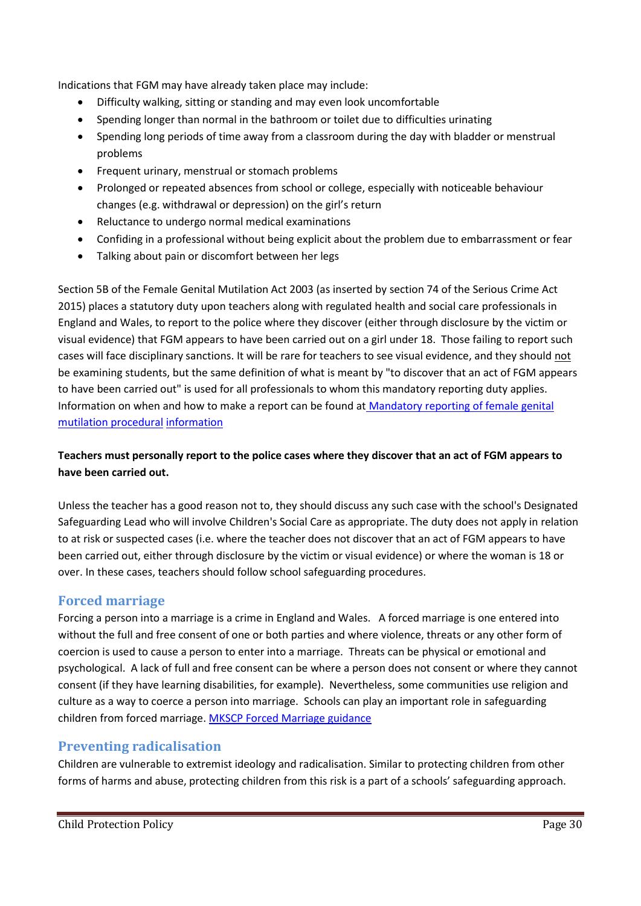Indications that FGM may have already taken place may include:

- Difficulty walking, sitting or standing and may even look uncomfortable
- Spending longer than normal in the bathroom or toilet due to difficulties urinating
- Spending long periods of time away from a classroom during the day with bladder or menstrual problems
- Frequent urinary, menstrual or stomach problems
- Prolonged or repeated absences from school or college, especially with noticeable behaviour changes (e.g. withdrawal or depression) on the girl's return
- Reluctance to undergo normal medical examinations
- Confiding in a professional without being explicit about the problem due to embarrassment or fear
- Talking about pain or discomfort between her legs

Section 5B of the Female Genital Mutilation Act 2003 (as inserted by section 74 of the Serious Crime Act 2015) places a statutory duty upon teachers along with regulated health and social care professionals in England and Wales, to report to the police where they discover (either through disclosure by the victim or visual evidence) that FGM appears to have been carried out on a girl under 18. Those failing to report such cases will face disciplinary sanctions. It will be rare for teachers to see visual evidence, and they should not be examining students, but the same definition of what is meant by "to discover that an act of FGM appears to have been carried out" is used for all professionals to whom this mandatory reporting duty applies. Information on when and how to make a report can be found at [Mandatory reporting of female genital mutilation procedural information](#)

**Teachers must personally report to the police cases where they discover that an act of FGM appears to have been carried out.**

Unless the teacher has a good reason not to, they should discuss any such case with the school's Designated Safeguarding Lead who will involve Children's Social Care as appropriate. The duty does not apply in relation to at risk or suspected cases (i.e. where the teacher does not discover that an act of FGM appears to have been carried out, either through disclosure by the victim or visual evidence) or where the woman is 18 or over. In these cases, teachers should follow school safeguarding procedures.

## Forced marriage

Forcing a person into a marriage is a crime in England and Wales. A forced marriage is one entered into without the full and free consent of one or both parties and where violence, threats or any other form of coercion is used to cause a person to enter into a marriage. Threats can be physical or emotional and psychological. A lack of full and free consent can be where a person does not consent or where they cannot consent (if they have learning disabilities, for example). Nevertheless, some communities use religion and culture as a way to coerce a person into marriage. Schools can play an important role in safeguarding children from forced marriage. [MKSCP Forced Marriage guidance](#)

## Preventing radicalisation

Children are vulnerable to extremist ideology and radicalisation. Similar to protecting children from other forms of harms and abuse, protecting children from this risk is a part of a schools' safeguarding approach.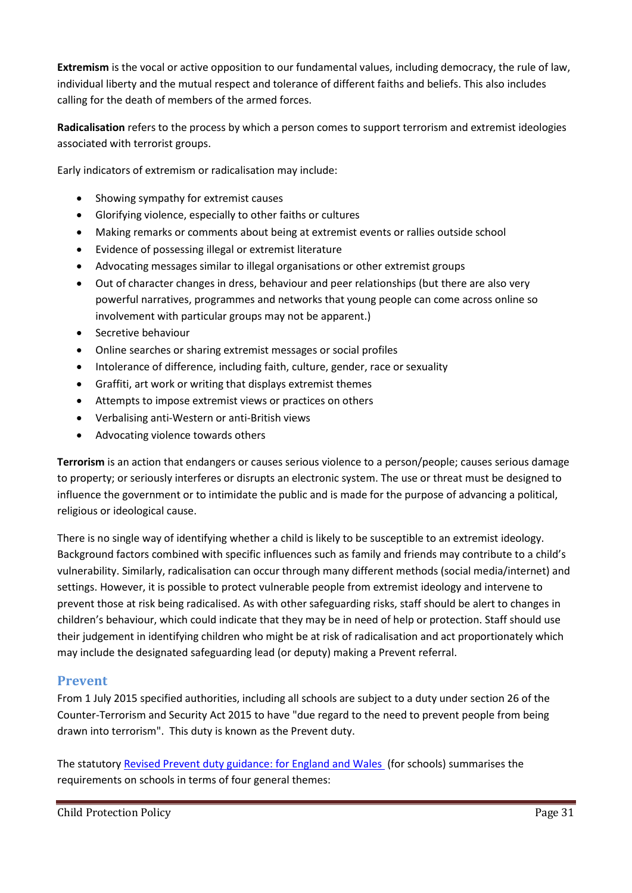**Extremism** is the vocal or active opposition to our fundamental values, including democracy, the rule of law, individual liberty and the mutual respect and tolerance of different faiths and beliefs. This also includes calling for the death of members of the armed forces.

**Radicalisation** refers to the process by which a person comes to support terrorism and extremist ideologies associated with terrorist groups.

Early indicators of extremism or radicalisation may include:

- Showing sympathy for extremist causes
- Glorifying violence, especially to other faiths or cultures
- Making remarks or comments about being at extremist events or rallies outside school
- Evidence of possessing illegal or extremist literature
- Advocating messages similar to illegal organisations or other extremist groups
- Out of character changes in dress, behaviour and peer relationships (but there are also very powerful narratives, programmes and networks that young people can come across online so involvement with particular groups may not be apparent.)
- Secretive behaviour
- Online searches or sharing extremist messages or social profiles
- Intolerance of difference, including faith, culture, gender, race or sexuality
- Graffiti, art work or writing that displays extremist themes
- Attempts to impose extremist views or practices on others
- Verbalising anti-Western or anti-British views
- Advocating violence towards others

**Terrorism** is an action that endangers or causes serious violence to a person/people; causes serious damage to property; or seriously interferes or disrupts an electronic system. The use or threat must be designed to influence the government or to intimidate the public and is made for the purpose of advancing a political, religious or ideological cause.

There is no single way of identifying whether a child is likely to be susceptible to an extremist ideology. Background factors combined with specific influences such as family and friends may contribute to a child's vulnerability. Similarly, radicalisation can occur through many different methods (social media/internet) and settings. However, it is possible to protect vulnerable people from extremist ideology and intervene to prevent those at risk being radicalised. As with other safeguarding risks, staff should be alert to changes in children's behaviour, which could indicate that they may be in need of help or protection. Staff should use their judgement in identifying children who might be at risk of radicalisation and act proportionately which may include the designated safeguarding lead (or deputy) making a Prevent referral.

## Prevent

From 1 July 2015 specified authorities, including all schools are subject to a duty under section 26 of the Counter-Terrorism and Security Act 2015 to have "due regard to the need to prevent people from being drawn into terrorism". This duty is known as the Prevent duty.

The statutory [Revised Prevent duty guidance: for England and Wales](#) (for schools) summarises the requirements on schools in terms of four general themes: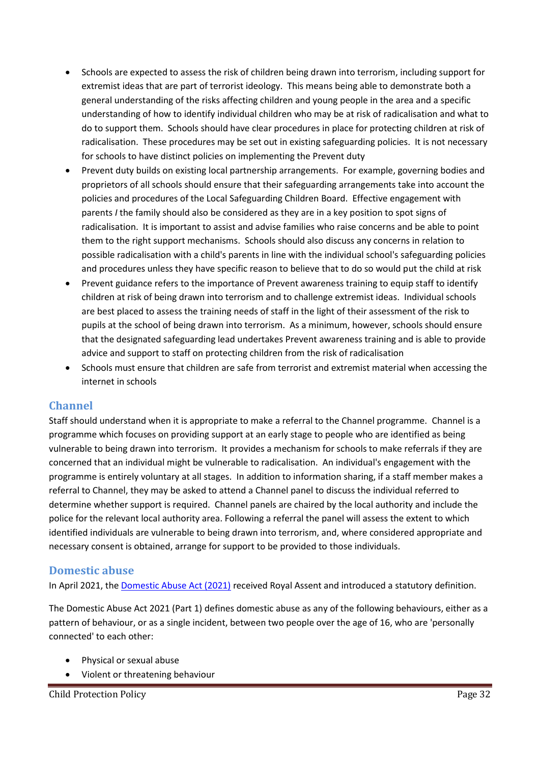- Schools are expected to assess the risk of children being drawn into terrorism, including support for extremist ideas that are part of terrorist ideology. This means being able to demonstrate both a general understanding of the risks affecting children and young people in the area and a specific understanding of how to identify individual children who may be at risk of radicalisation and what to do to support them. Schools should have clear procedures in place for protecting children at risk of radicalisation. These procedures may be set out in existing safeguarding policies. It is not necessary for schools to have distinct policies on implementing the Prevent duty
- Prevent duty builds on existing local partnership arrangements. For example, governing bodies and proprietors of all schools should ensure that their safeguarding arrangements take into account the policies and procedures of the Local Safeguarding Children Board. Effective engagement with parents / the family should also be considered as they are in a key position to spot signs of radicalisation. It is important to assist and advise families who raise concerns and be able to point them to the right support mechanisms. Schools should also discuss any concerns in relation to possible radicalisation with a child's parents in line with the individual school's safeguarding policies and procedures unless they have specific reason to believe that to do so would put the child at risk
- Prevent guidance refers to the importance of Prevent awareness training to equip staff to identify children at risk of being drawn into terrorism and to challenge extremist ideas. Individual schools are best placed to assess the training needs of staff in the light of their assessment of the risk to pupils at the school of being drawn into terrorism. As a minimum, however, schools should ensure that the designated safeguarding lead undertakes Prevent awareness training and is able to provide advice and support to staff on protecting children from the risk of radicalisation
- Schools must ensure that children are safe from terrorist and extremist material when accessing the internet in schools

## Channel

Staff should understand when it is appropriate to make a referral to the Channel programme. Channel is a programme which focuses on providing support at an early stage to people who are identified as being vulnerable to being drawn into terrorism. It provides a mechanism for schools to make referrals if they are concerned that an individual might be vulnerable to radicalisation. An individual's engagement with the programme is entirely voluntary at all stages. In addition to information sharing, if a staff member makes a referral to Channel, they may be asked to attend a Channel panel to discuss the individual referred to determine whether support is required. Channel panels are chaired by the local authority and include the police for the relevant local authority area. Following a referral the panel will assess the extent to which identified individuals are vulnerable to being drawn into terrorism, and, where considered appropriate and necessary consent is obtained, arrange for support to be provided to those individuals.

## Domestic abuse

In April 2021, the Domestic Abuse Act (2021) received Royal Assent and introduced a statutory definition.

The Domestic Abuse Act 2021 (Part 1) defines domestic abuse as any of the following behaviours, either as a pattern of behaviour, or as a single incident, between two people over the age of 16, who are 'personally connected' to each other:

- Physical or sexual abuse
- Violent or threatening behaviour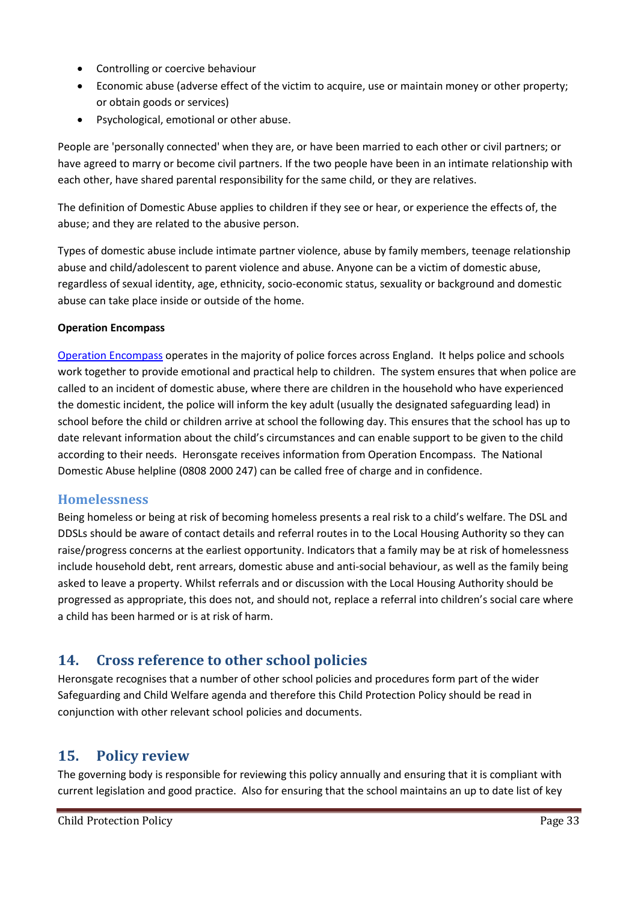- Controlling or coercive behaviour
- Economic abuse (adverse effect of the victim to acquire, use or maintain money or other property; or obtain goods or services)
- Psychological, emotional or other abuse.

People are 'personally connected' when they are, or have been married to each other or civil partners; or have agreed to marry or become civil partners. If the two people have been in an intimate relationship with each other, have shared parental responsibility for the same child, or they are relatives.

The definition of Domestic Abuse applies to children if they see or hear, or experience the effects of, the abuse; and they are related to the abusive person.

Types of domestic abuse include intimate partner violence, abuse by family members, teenage relationship abuse and child/adolescent to parent violence and abuse. Anyone can be a victim of domestic abuse, regardless of sexual identity, age, ethnicity, socio-economic status, sexuality or background and domestic abuse can take place inside or outside of the home.

**Operation Encompass**

Operation Encompass operates in the majority of police forces across England. It helps police and schools work together to provide emotional and practical help to children. The system ensures that when police are called to an incident of domestic abuse, where there are children in the household who have experienced the domestic incident, the police will inform the key adult (usually the designated safeguarding lead) in school before the child or children arrive at school the following day. This ensures that the school has up to date relevant information about the child's circumstances and can enable support to be given to the child according to their needs. Heronsgate receives information from Operation Encompass. The National Domestic Abuse helpline (0808 2000 247) can be called free of charge and in confidence.

### Homelessness

Being homeless or being at risk of becoming homeless presents a real risk to a child's welfare. The DSL and DDSLs should be aware of contact details and referral routes in to the Local Housing Authority so they can raise/progress concerns at the earliest opportunity. Indicators that a family may be at risk of homelessness include household debt, rent arrears, domestic abuse and anti-social behaviour, as well as the family being asked to leave a property. Whilst referrals and or discussion with the Local Housing Authority should be progressed as appropriate, this does not, and should not, replace a referral into children's social care where a child has been harmed or is at risk of harm.

## 14. Cross reference to other school policies

Heronsgate recognises that a number of other school policies and procedures form part of the wider Safeguarding and Child Welfare agenda and therefore this Child Protection Policy should be read in conjunction with other relevant school policies and documents.

## 15. Policy review

The governing body is responsible for reviewing this policy annually and ensuring that it is compliant with current legislation and good practice. Also for ensuring that the school maintains an up to date list of key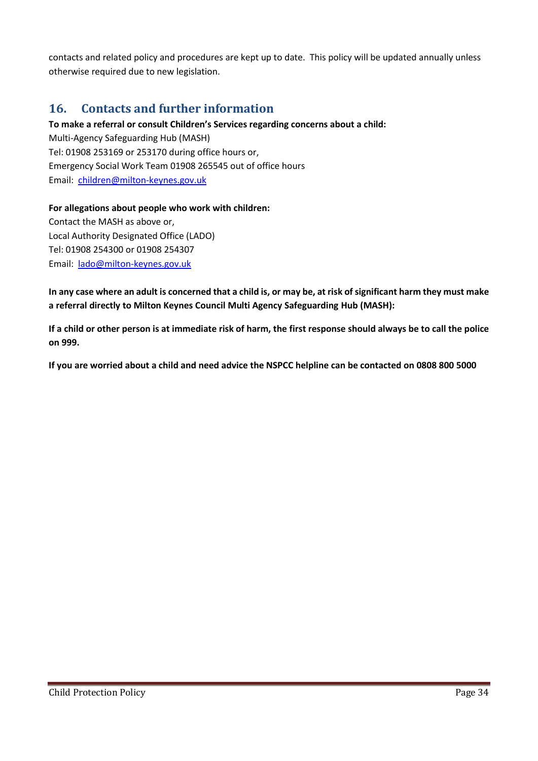contacts and related policy and procedures are kept up to date. This policy will be updated annually unless otherwise required due to new legislation.

## 16. Contacts and further information

**To make a referral or consult Children's Services regarding concerns about a child:**
Multi-Agency Safeguarding Hub (MASH)
Tel: 01908 253169 or 253170 during office hours or,
Emergency Social Work Team 01908 265545 out of office hours
Email: children@milton-keynes.gov.uk

**For allegations about people who work with children:**
Contact the MASH as above or,
Local Authority Designated Office (LADO)
Tel: 01908 254300 or 01908 254307
Email: lado@milton-keynes.gov.uk

**In any case where an adult is concerned that a child is, or may be, at risk of significant harm they must make a referral directly to Milton Keynes Council Multi Agency Safeguarding Hub (MASH):**

**If a child or other person is at immediate risk of harm, the first response should always be to call the police on 999.**

**If you are worried about a child and need advice the NSPCC helpline can be contacted on 0808 800 5000**